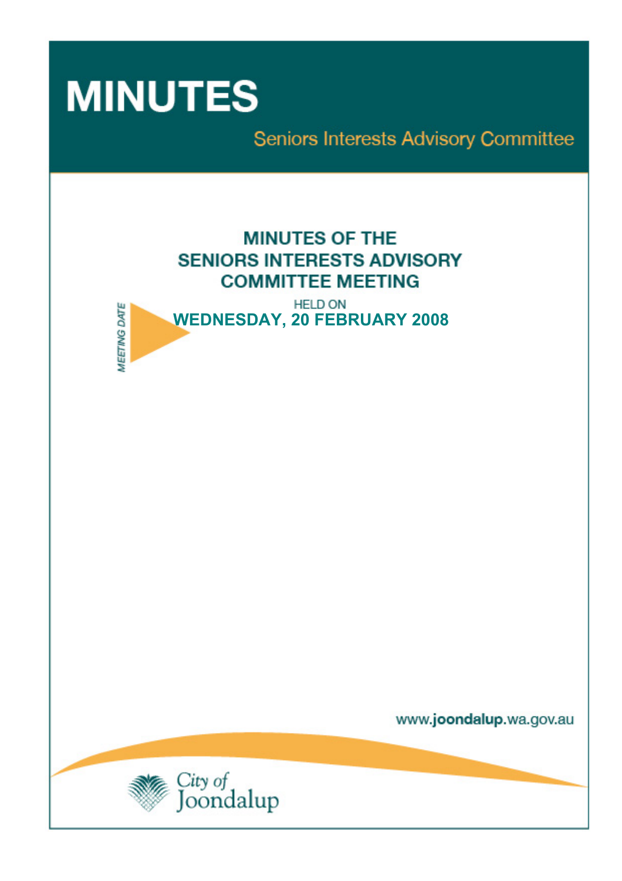# MINUTES

Seniors Interests Advisory Committee

## MINUTES OF THE SENIORS INTERESTS ADVISORY COMMITTEE MEETING

*MEETING DATE*

HELD ON

**WEDNESDAY, 20 FEBRUARY 2008**

www.joondalup.wa.gov.au

City of Joondalup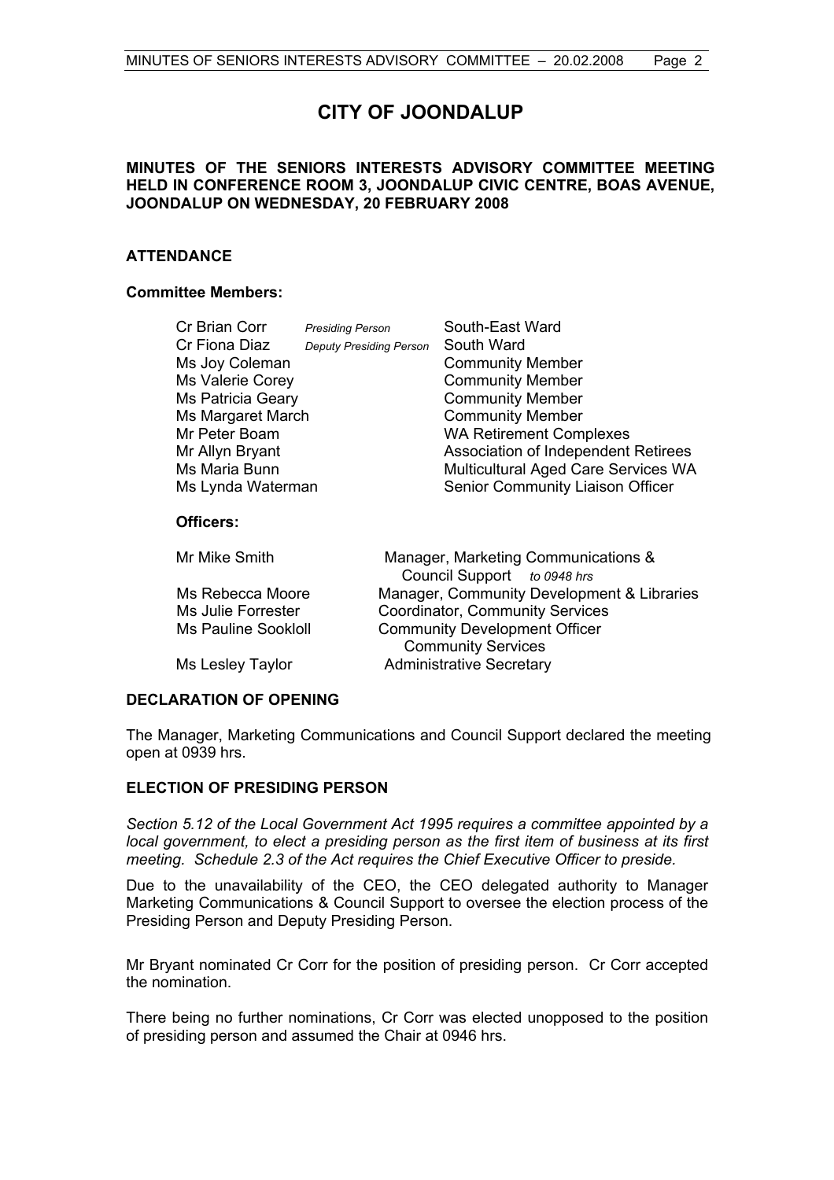# CITY OF JOONDALUP

**MINUTES OF THE SENIORS INTERESTS ADVISORY COMMITTEE MEETING HELD IN CONFERENCE ROOM 3, JOONDALUP CIVIC CENTRE, BOAS AVENUE, JOONDALUP ON WEDNESDAY, 20 FEBRUARY 2008**

## ATTENDANCE

### Committee Members:

| | | |
|---|---|---|
| Cr Brian Corr | *Presiding Person* | South-East Ward |
| Cr Fiona Diaz | *Deputy Presiding Person* | South Ward |
| Ms Joy Coleman | | Community Member |
| Ms Valerie Corey | | Community Member |
| Ms Patricia Geary | | Community Member |
| Ms Margaret March | | Community Member |
| Mr Peter Boam | | WA Retirement Complexes |
| Mr Allyn Bryant | | Association of Independent Retirees |
| Ms Maria Bunn | | Multicultural Aged Care Services WA |
| Ms Lynda Waterman | | Senior Community Liaison Officer |

### Officers:

| | |
|---|---|
| Mr Mike Smith | Manager, Marketing Communications & Council Support *to 0948 hrs* |
| Ms Rebecca Moore | Manager, Community Development & Libraries |
| Ms Julie Forrester | Coordinator, Community Services |
| Ms Pauline Sookloll | Community Development Officer Community Services |
| Ms Lesley Taylor | Administrative Secretary |

## DECLARATION OF OPENING

The Manager, Marketing Communications and Council Support declared the meeting open at 0939 hrs.

## ELECTION OF PRESIDING PERSON

*Section 5.12 of the Local Government Act 1995 requires a committee appointed by a local government, to elect a presiding person as the first item of business at its first meeting. Schedule 2.3 of the Act requires the Chief Executive Officer to preside.*

Due to the unavailability of the CEO, the CEO delegated authority to Manager Marketing Communications & Council Support to oversee the election process of the Presiding Person and Deputy Presiding Person.

Mr Bryant nominated Cr Corr for the position of presiding person. Cr Corr accepted the nomination.

There being no further nominations, Cr Corr was elected unopposed to the position of presiding person and assumed the Chair at 0946 hrs.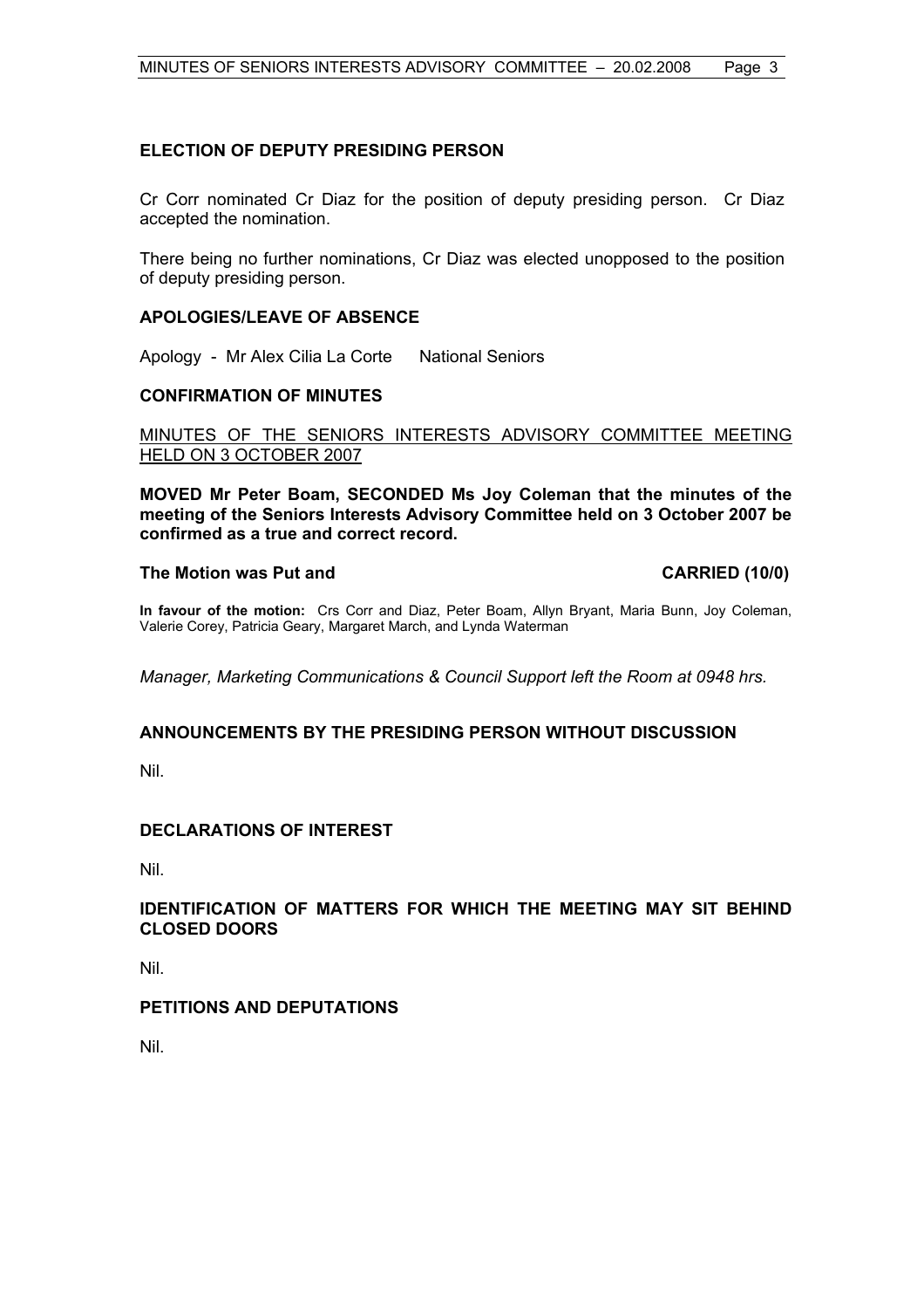## ELECTION OF DEPUTY PRESIDING PERSON

Cr Corr nominated Cr Diaz for the position of deputy presiding person. Cr Diaz accepted the nomination.

There being no further nominations, Cr Diaz was elected unopposed to the position of deputy presiding person.

## APOLOGIES/LEAVE OF ABSENCE

Apology - Mr Alex Cilia La Corte National Seniors

## CONFIRMATION OF MINUTES

MINUTES OF THE SENIORS INTERESTS ADVISORY COMMITTEE MEETING HELD ON 3 OCTOBER 2007

**MOVED Mr Peter Boam, SECONDED Ms Joy Coleman that the minutes of the meeting of the Seniors Interests Advisory Committee held on 3 October 2007 be confirmed as a true and correct record.**

**The Motion was Put and CARRIED (10/0)**

**In favour of the motion:** Crs Corr and Diaz, Peter Boam, Allyn Bryant, Maria Bunn, Joy Coleman, Valerie Corey, Patricia Geary, Margaret March, and Lynda Waterman

*Manager, Marketing Communications & Council Support left the Room at 0948 hrs.*

## ANNOUNCEMENTS BY THE PRESIDING PERSON WITHOUT DISCUSSION

Nil.

## DECLARATIONS OF INTEREST

Nil.

## IDENTIFICATION OF MATTERS FOR WHICH THE MEETING MAY SIT BEHIND CLOSED DOORS

Nil.

## PETITIONS AND DEPUTATIONS

Nil.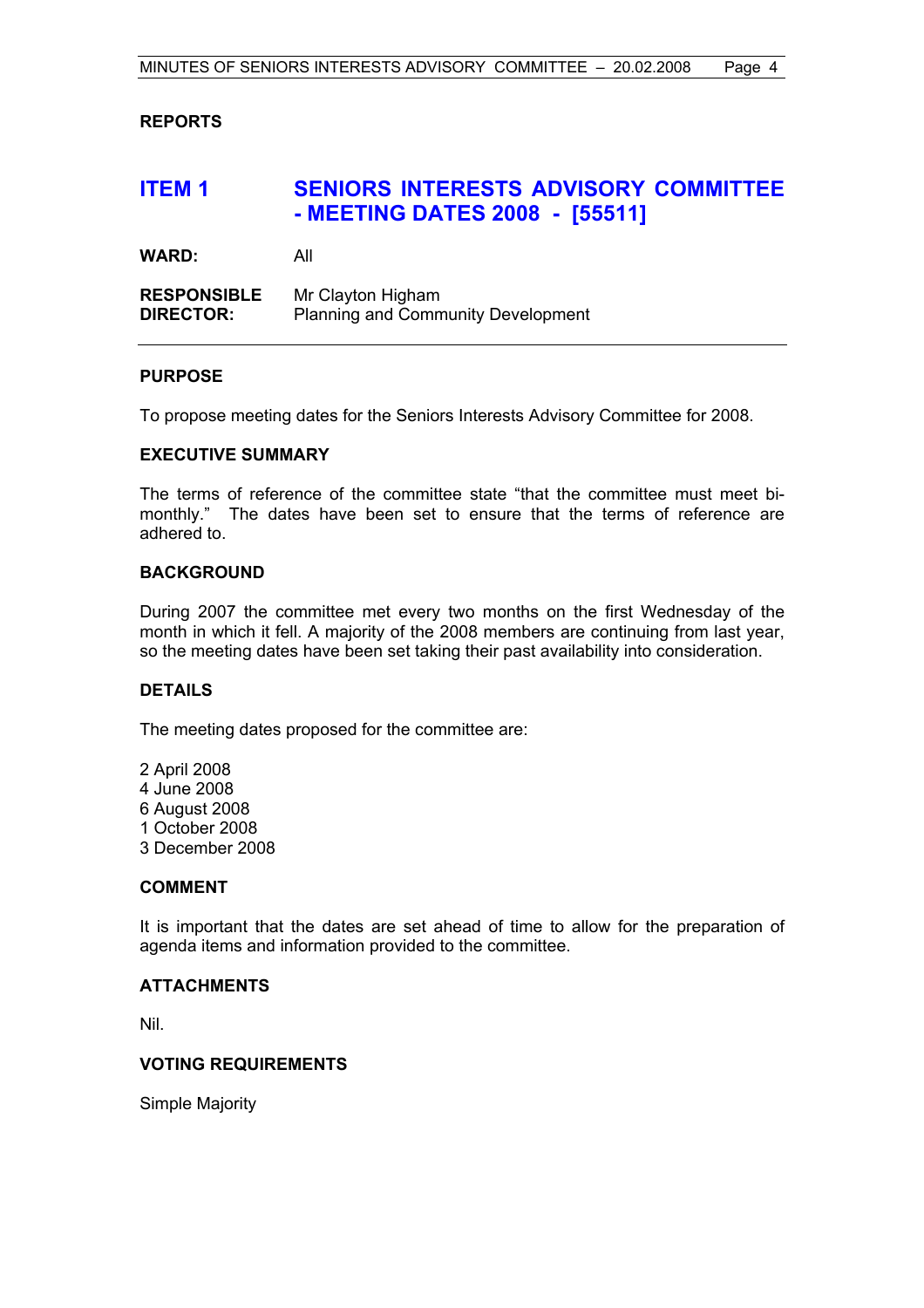## REPORTS

# ITEM 1 SENIORS INTERESTS ADVISORY COMMITTEE - MEETING DATES 2008 - [55511]

**WARD:** All

**RESPONSIBLE DIRECTOR:** Mr Clayton Higham
Planning and Community Development

---

### PURPOSE

To propose meeting dates for the Seniors Interests Advisory Committee for 2008.

### EXECUTIVE SUMMARY

The terms of reference of the committee state "that the committee must meet bi-monthly." The dates have been set to ensure that the terms of reference are adhered to.

### BACKGROUND

During 2007 the committee met every two months on the first Wednesday of the month in which it fell. A majority of the 2008 members are continuing from last year, so the meeting dates have been set taking their past availability into consideration.

### DETAILS

The meeting dates proposed for the committee are:

2 April 2008
4 June 2008
6 August 2008
1 October 2008
3 December 2008

### COMMENT

It is important that the dates are set ahead of time to allow for the preparation of agenda items and information provided to the committee.

### ATTACHMENTS

Nil.

### VOTING REQUIREMENTS

Simple Majority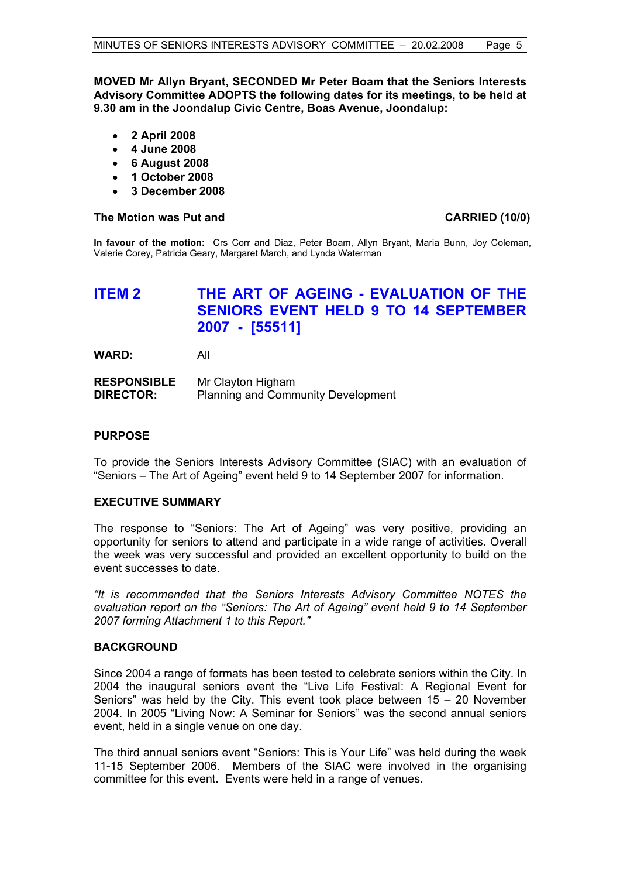**MOVED Mr Allyn Bryant, SECONDED Mr Peter Boam that the Seniors Interests Advisory Committee ADOPTS the following dates for its meetings, to be held at 9.30 am in the Joondalup Civic Centre, Boas Avenue, Joondalup:**

- **2 April 2008**
- **4 June 2008**
- **6 August 2008**
- **1 October 2008**
- **3 December 2008**

**The Motion was Put and CARRIED (10/0)**

**In favour of the motion:** Crs Corr and Diaz, Peter Boam, Allyn Bryant, Maria Bunn, Joy Coleman, Valerie Corey, Patricia Geary, Margaret March, and Lynda Waterman

## ITEM 2 THE ART OF AGEING - EVALUATION OF THE SENIORS EVENT HELD 9 TO 14 SEPTEMBER 2007 - [55511]

**WARD:** All

**RESPONSIBLE DIRECTOR:** Mr Clayton Higham
Planning and Community Development

### PURPOSE

To provide the Seniors Interests Advisory Committee (SIAC) with an evaluation of "Seniors – The Art of Ageing" event held 9 to 14 September 2007 for information.

### EXECUTIVE SUMMARY

The response to "Seniors: The Art of Ageing" was very positive, providing an opportunity for seniors to attend and participate in a wide range of activities. Overall the week was very successful and provided an excellent opportunity to build on the event successes to date.

*"It is recommended that the Seniors Interests Advisory Committee NOTES the evaluation report on the "Seniors: The Art of Ageing" event held 9 to 14 September 2007 forming Attachment 1 to this Report."*

### BACKGROUND

Since 2004 a range of formats has been tested to celebrate seniors within the City. In 2004 the inaugural seniors event the "Live Life Festival: A Regional Event for Seniors" was held by the City. This event took place between 15 – 20 November 2004. In 2005 "Living Now: A Seminar for Seniors" was the second annual seniors event, held in a single venue on one day.

The third annual seniors event "Seniors: This is Your Life" was held during the week 11-15 September 2006. Members of the SIAC were involved in the organising committee for this event. Events were held in a range of venues.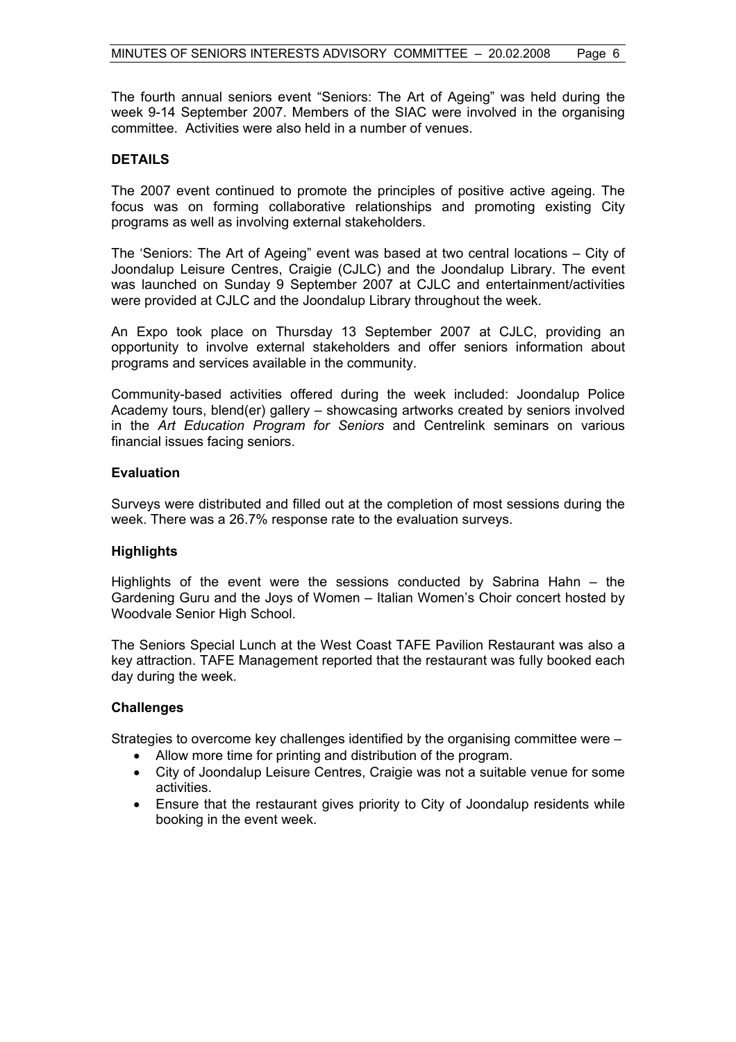The fourth annual seniors event "Seniors: The Art of Ageing" was held during the week 9-14 September 2007. Members of the SIAC were involved in the organising committee. Activities were also held in a number of venues.

**DETAILS**

The 2007 event continued to promote the principles of positive active ageing. The focus was on forming collaborative relationships and promoting existing City programs as well as involving external stakeholders.

The 'Seniors: The Art of Ageing" event was based at two central locations – City of Joondalup Leisure Centres, Craigie (CJLC) and the Joondalup Library. The event was launched on Sunday 9 September 2007 at CJLC and entertainment/activities were provided at CJLC and the Joondalup Library throughout the week.

An Expo took place on Thursday 13 September 2007 at CJLC, providing an opportunity to involve external stakeholders and offer seniors information about programs and services available in the community.

Community-based activities offered during the week included: Joondalup Police Academy tours, blend(er) gallery – showcasing artworks created by seniors involved in the *Art Education Program for Seniors* and Centrelink seminars on various financial issues facing seniors.

**Evaluation**

Surveys were distributed and filled out at the completion of most sessions during the week. There was a 26.7% response rate to the evaluation surveys.

**Highlights**

Highlights of the event were the sessions conducted by Sabrina Hahn – the Gardening Guru and the Joys of Women – Italian Women's Choir concert hosted by Woodvale Senior High School.

The Seniors Special Lunch at the West Coast TAFE Pavilion Restaurant was also a key attraction. TAFE Management reported that the restaurant was fully booked each day during the week.

**Challenges**

Strategies to overcome key challenges identified by the organising committee were –

- Allow more time for printing and distribution of the program.
- City of Joondalup Leisure Centres, Craigie was not a suitable venue for some activities.
- Ensure that the restaurant gives priority to City of Joondalup residents while booking in the event week.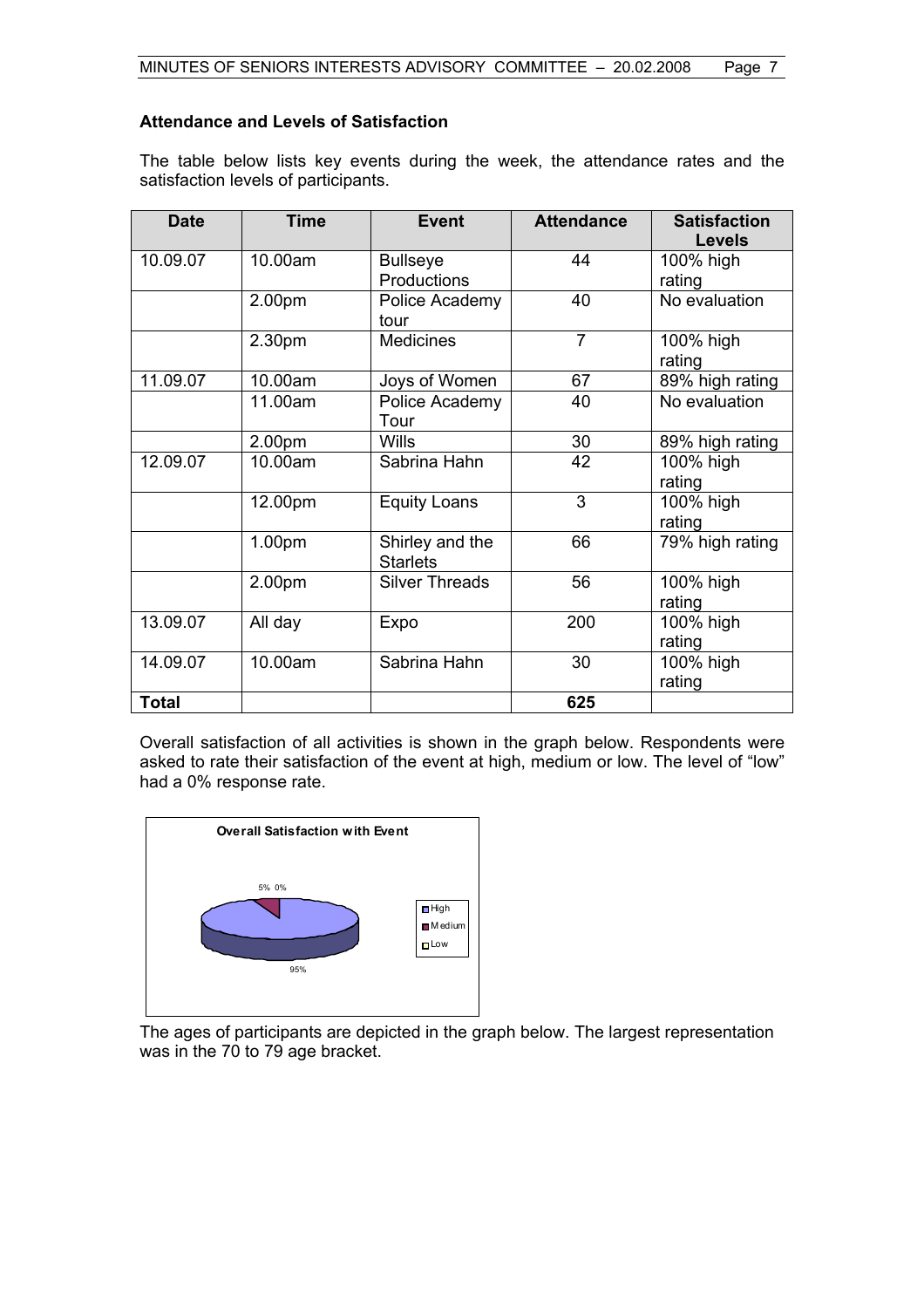**Attendance and Levels of Satisfaction**

The table below lists key events during the week, the attendance rates and the satisfaction levels of participants.

| Date | Time | Event | Attendance | Satisfaction Levels |
|---|---|---|---|---|
| 10.09.07 | 10.00am | Bullseye Productions | 44 | 100% high rating |
| | 2.00pm | Police Academy tour | 40 | No evaluation |
| | 2.30pm | Medicines | 7 | 100% high rating |
| 11.09.07 | 10.00am | Joys of Women | 67 | 89% high rating |
| | 11.00am | Police Academy Tour | 40 | No evaluation |
| | 2.00pm | Wills | 30 | 89% high rating |
| 12.09.07 | 10.00am | Sabrina Hahn | 42 | 100% high rating |
| | 12.00pm | Equity Loans | 3 | 100% high rating |
| | 1.00pm | Shirley and the Starlets | 66 | 79% high rating |
| | 2.00pm | Silver Threads | 56 | 100% high rating |
| 13.09.07 | All day | Expo | 200 | 100% high rating |
| 14.09.07 | 10.00am | Sabrina Hahn | 30 | 100% high rating |
| **Total** | | | **625** | |

Overall satisfaction of all activities is shown in the graph below. Respondents were asked to rate their satisfaction of the event at high, medium or low. The level of "low" had a 0% response rate.

**Overall Satisfaction with Event**

| Rating | Percentage |
|---|---|
| High | 95% |
| Medium | 5% |
| Low | 0% |

The ages of participants are depicted in the graph below. The largest representation was in the 70 to 79 age bracket.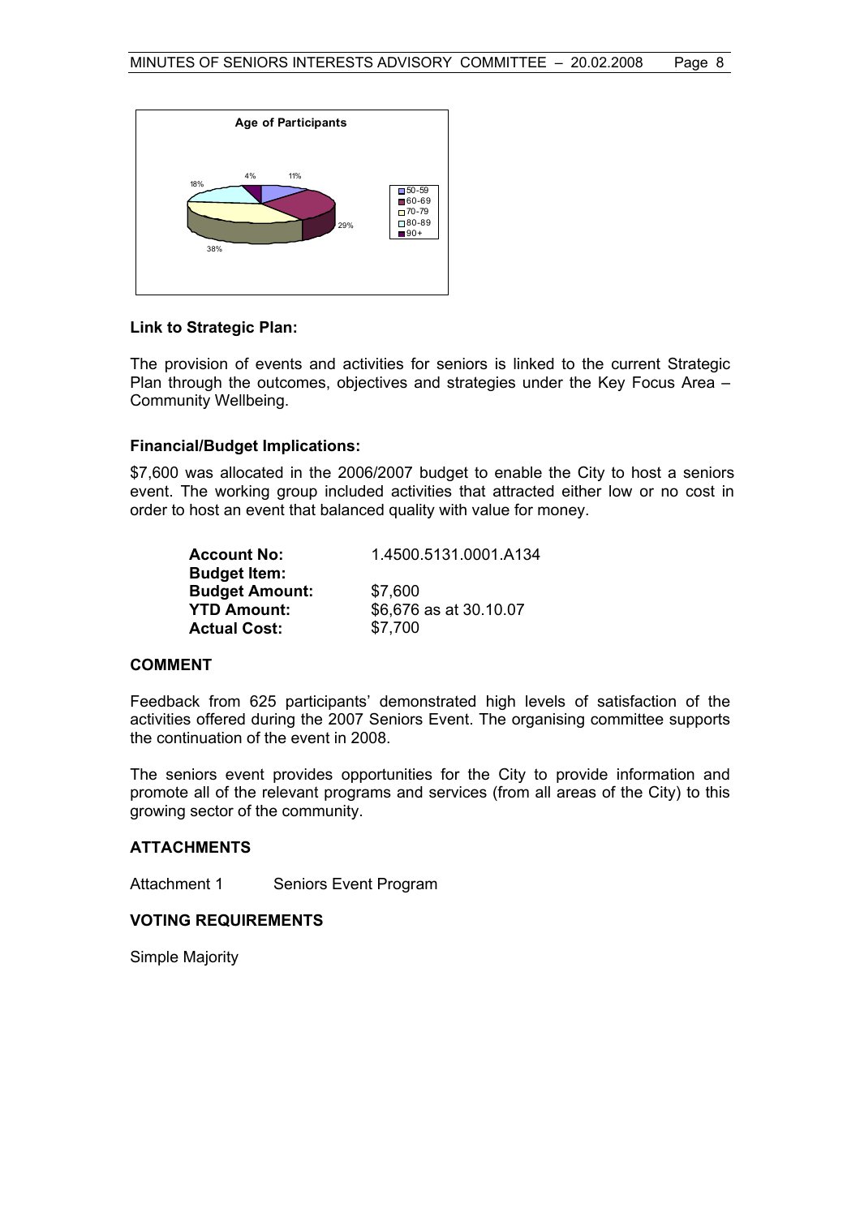**Age of Participants**

| Age | Percentage |
|---|---|
| 50-59 | 11% |
| 60-69 | 29% |
| 70-79 | 38% |
| 80-89 | 18% |
| 90+ | 4% |

### Link to Strategic Plan:

The provision of events and activities for seniors is linked to the current Strategic Plan through the outcomes, objectives and strategies under the Key Focus Area – Community Wellbeing.

### Financial/Budget Implications:

$7,600 was allocated in the 2006/2007 budget to enable the City to host a seniors event. The working group included activities that attracted either low or no cost in order to host an event that balanced quality with value for money.

| | |
|---|---|
| **Account No:** | 1.4500.5131.0001.A134 |
| **Budget Item:** | |
| **Budget Amount:** | $7,600 |
| **YTD Amount:** | $6,676 as at 30.10.07 |
| **Actual Cost:** | $7,700 |

## COMMENT

Feedback from 625 participants' demonstrated high levels of satisfaction of the activities offered during the 2007 Seniors Event. The organising committee supports the continuation of the event in 2008.

The seniors event provides opportunities for the City to provide information and promote all of the relevant programs and services (from all areas of the City) to this growing sector of the community.

## ATTACHMENTS

Attachment 1 Seniors Event Program

## VOTING REQUIREMENTS

Simple Majority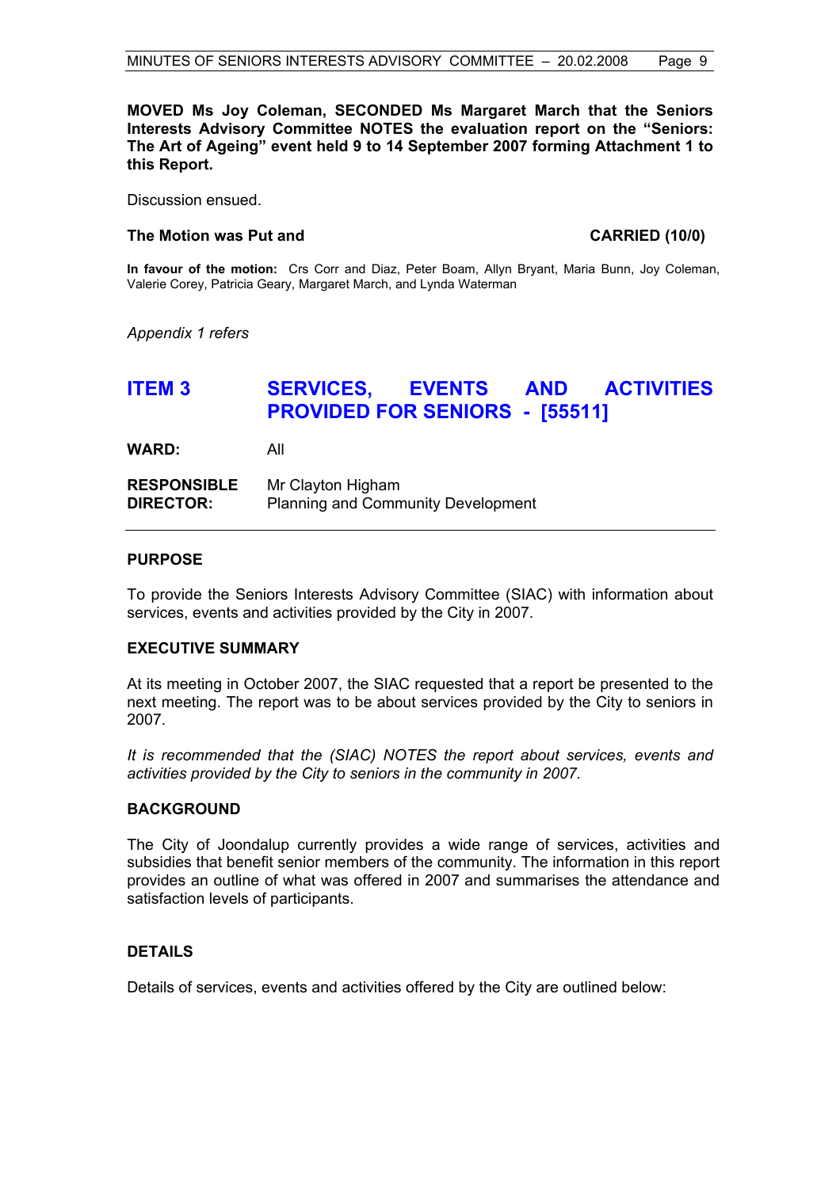**MOVED Ms Joy Coleman, SECONDED Ms Margaret March that the Seniors Interests Advisory Committee NOTES the evaluation report on the "Seniors: The Art of Ageing" event held 9 to 14 September 2007 forming Attachment 1 to this Report.**

Discussion ensued.

**The Motion was Put and** **CARRIED (10/0)**

**In favour of the motion:** Crs Corr and Diaz, Peter Boam, Allyn Bryant, Maria Bunn, Joy Coleman, Valerie Corey, Patricia Geary, Margaret March, and Lynda Waterman

*Appendix 1 refers*

## ITEM 3 SERVICES, EVENTS AND ACTIVITIES PROVIDED FOR SENIORS - [55511]

**WARD:** All

**RESPONSIBLE DIRECTOR:** Mr Clayton Higham
Planning and Community Development

### PURPOSE

To provide the Seniors Interests Advisory Committee (SIAC) with information about services, events and activities provided by the City in 2007.

### EXECUTIVE SUMMARY

At its meeting in October 2007, the SIAC requested that a report be presented to the next meeting. The report was to be about services provided by the City to seniors in 2007.

*It is recommended that the (SIAC) NOTES the report about services, events and activities provided by the City to seniors in the community in 2007.*

### BACKGROUND

The City of Joondalup currently provides a wide range of services, activities and subsidies that benefit senior members of the community. The information in this report provides an outline of what was offered in 2007 and summarises the attendance and satisfaction levels of participants.

### DETAILS

Details of services, events and activities offered by the City are outlined below: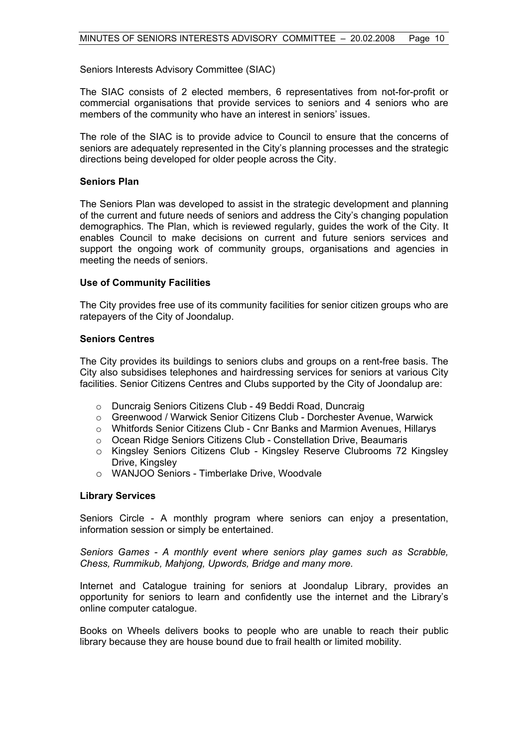Seniors Interests Advisory Committee (SIAC)

The SIAC consists of 2 elected members, 6 representatives from not-for-profit or commercial organisations that provide services to seniors and 4 seniors who are members of the community who have an interest in seniors' issues.

The role of the SIAC is to provide advice to Council to ensure that the concerns of seniors are adequately represented in the City's planning processes and the strategic directions being developed for older people across the City.

**Seniors Plan**

The Seniors Plan was developed to assist in the strategic development and planning of the current and future needs of seniors and address the City's changing population demographics. The Plan, which is reviewed regularly, guides the work of the City. It enables Council to make decisions on current and future seniors services and support the ongoing work of community groups, organisations and agencies in meeting the needs of seniors.

**Use of Community Facilities**

The City provides free use of its community facilities for senior citizen groups who are ratepayers of the City of Joondalup.

**Seniors Centres**

The City provides its buildings to seniors clubs and groups on a rent-free basis. The City also subsidises telephones and hairdressing services for seniors at various City facilities. Senior Citizens Centres and Clubs supported by the City of Joondalup are:

- Duncraig Seniors Citizens Club - 49 Beddi Road, Duncraig
- Greenwood / Warwick Senior Citizens Club - Dorchester Avenue, Warwick
- Whitfords Senior Citizens Club - Cnr Banks and Marmion Avenues, Hillarys
- Ocean Ridge Seniors Citizens Club - Constellation Drive, Beaumaris
- Kingsley Seniors Citizens Club - Kingsley Reserve Clubrooms 72 Kingsley Drive, Kingsley
- WANJOO Seniors - Timberlake Drive, Woodvale

**Library Services**

Seniors Circle - A monthly program where seniors can enjoy a presentation, information session or simply be entertained.

*Seniors Games - A monthly event where seniors play games such as Scrabble, Chess, Rummikub, Mahjong, Upwords, Bridge and many more.*

Internet and Catalogue training for seniors at Joondalup Library, provides an opportunity for seniors to learn and confidently use the internet and the Library's online computer catalogue.

Books on Wheels delivers books to people who are unable to reach their public library because they are house bound due to frail health or limited mobility.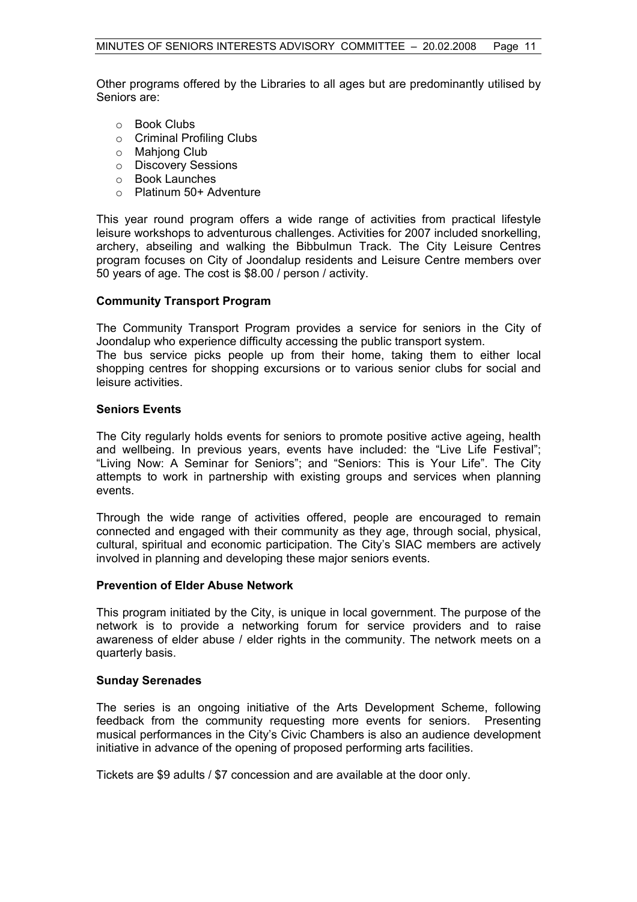Other programs offered by the Libraries to all ages but are predominantly utilised by Seniors are:

- Book Clubs
- Criminal Profiling Clubs
- Mahjong Club
- Discovery Sessions
- Book Launches
- Platinum 50+ Adventure

This year round program offers a wide range of activities from practical lifestyle leisure workshops to adventurous challenges. Activities for 2007 included snorkelling, archery, abseiling and walking the Bibbulmun Track. The City Leisure Centres program focuses on City of Joondalup residents and Leisure Centre members over 50 years of age. The cost is $8.00 / person / activity.

**Community Transport Program**

The Community Transport Program provides a service for seniors in the City of Joondalup who experience difficulty accessing the public transport system.
The bus service picks people up from their home, taking them to either local shopping centres for shopping excursions or to various senior clubs for social and leisure activities.

**Seniors Events**

The City regularly holds events for seniors to promote positive active ageing, health and wellbeing. In previous years, events have included: the "Live Life Festival"; "Living Now: A Seminar for Seniors"; and "Seniors: This is Your Life". The City attempts to work in partnership with existing groups and services when planning events.

Through the wide range of activities offered, people are encouraged to remain connected and engaged with their community as they age, through social, physical, cultural, spiritual and economic participation. The City's SIAC members are actively involved in planning and developing these major seniors events.

**Prevention of Elder Abuse Network**

This program initiated by the City, is unique in local government. The purpose of the network is to provide a networking forum for service providers and to raise awareness of elder abuse / elder rights in the community. The network meets on a quarterly basis.

**Sunday Serenades**

The series is an ongoing initiative of the Arts Development Scheme, following feedback from the community requesting more events for seniors. Presenting musical performances in the City's Civic Chambers is also an audience development initiative in advance of the opening of proposed performing arts facilities.

Tickets are $9 adults / $7 concession and are available at the door only.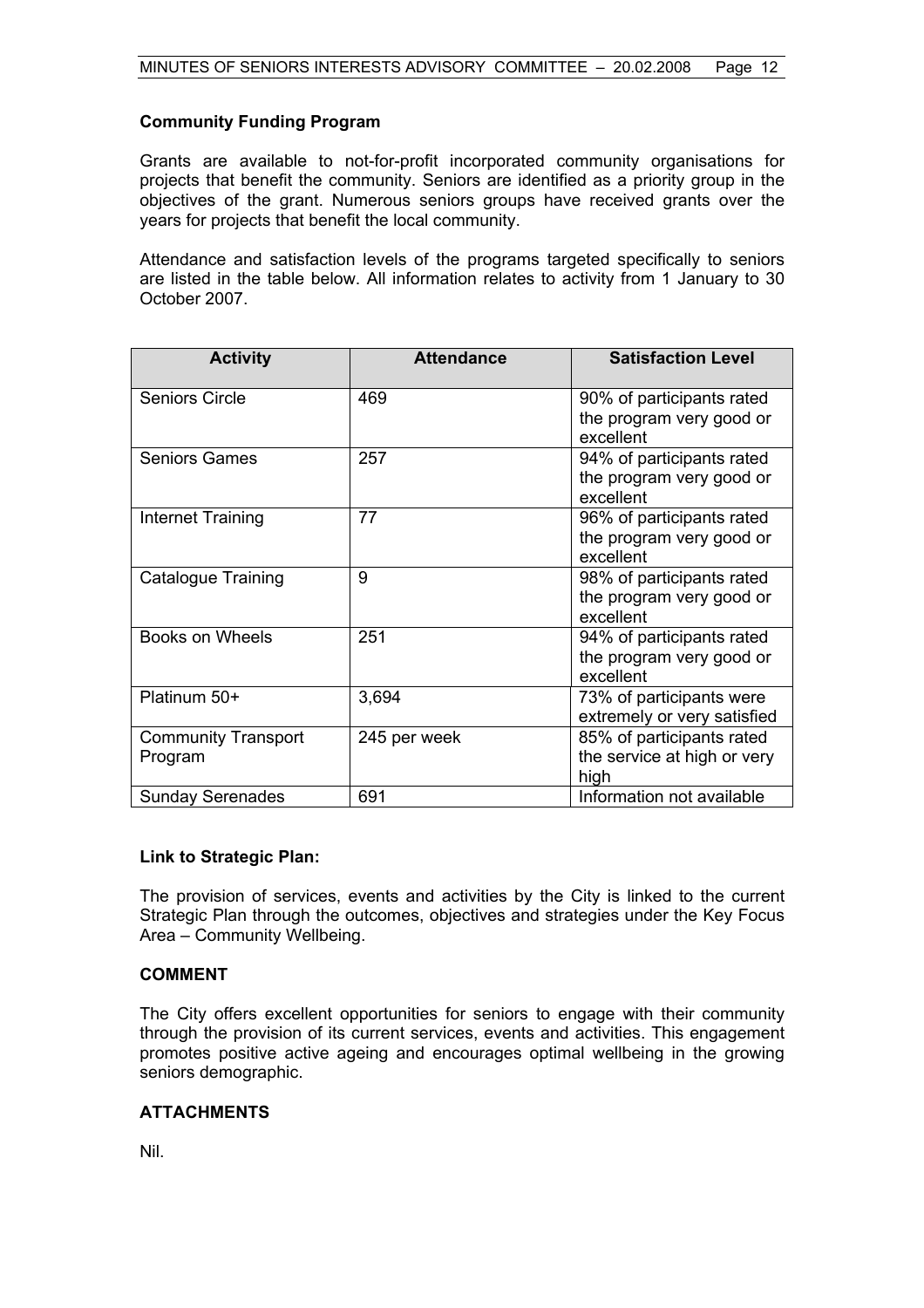**Community Funding Program**

Grants are available to not-for-profit incorporated community organisations for projects that benefit the community. Seniors are identified as a priority group in the objectives of the grant. Numerous seniors groups have received grants over the years for projects that benefit the local community.

Attendance and satisfaction levels of the programs targeted specifically to seniors are listed in the table below. All information relates to activity from 1 January to 30 October 2007.

| Activity | Attendance | Satisfaction Level |
|---|---|---|
| Seniors Circle | 469 | 90% of participants rated the program very good or excellent |
| Seniors Games | 257 | 94% of participants rated the program very good or excellent |
| Internet Training | 77 | 96% of participants rated the program very good or excellent |
| Catalogue Training | 9 | 98% of participants rated the program very good or excellent |
| Books on Wheels | 251 | 94% of participants rated the program very good or excellent |
| Platinum 50+ | 3,694 | 73% of participants were extremely or very satisfied |
| Community Transport Program | 245 per week | 85% of participants rated the service at high or very high |
| Sunday Serenades | 691 | Information not available |

**Link to Strategic Plan:**

The provision of services, events and activities by the City is linked to the current Strategic Plan through the outcomes, objectives and strategies under the Key Focus Area – Community Wellbeing.

**COMMENT**

The City offers excellent opportunities for seniors to engage with their community through the provision of its current services, events and activities. This engagement promotes positive active ageing and encourages optimal wellbeing in the growing seniors demographic.

**ATTACHMENTS**

Nil.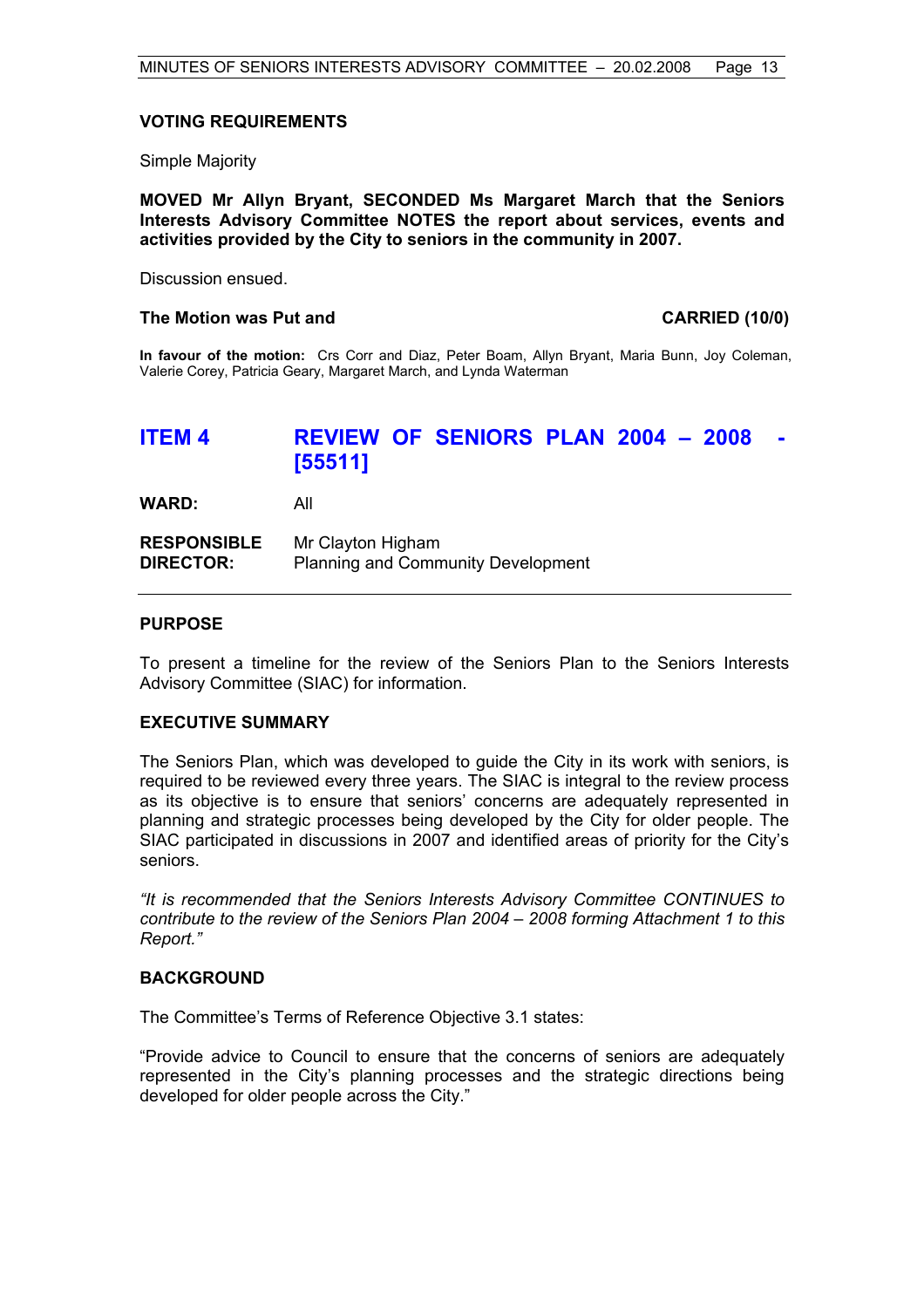### VOTING REQUIREMENTS

Simple Majority

**MOVED Mr Allyn Bryant, SECONDED Ms Margaret March that the Seniors Interests Advisory Committee NOTES the report about services, events and activities provided by the City to seniors in the community in 2007.**

Discussion ensued.

**The Motion was Put and CARRIED (10/0)**

**In favour of the motion:** Crs Corr and Diaz, Peter Boam, Allyn Bryant, Maria Bunn, Joy Coleman, Valerie Corey, Patricia Geary, Margaret March, and Lynda Waterman

## ITEM 4 REVIEW OF SENIORS PLAN 2004 – 2008 - [55511]

**WARD:** All

**RESPONSIBLE DIRECTOR:** Mr Clayton Higham
Planning and Community Development

---

### PURPOSE

To present a timeline for the review of the Seniors Plan to the Seniors Interests Advisory Committee (SIAC) for information.

### EXECUTIVE SUMMARY

The Seniors Plan, which was developed to guide the City in its work with seniors, is required to be reviewed every three years. The SIAC is integral to the review process as its objective is to ensure that seniors' concerns are adequately represented in planning and strategic processes being developed by the City for older people. The SIAC participated in discussions in 2007 and identified areas of priority for the City's seniors.

*"It is recommended that the Seniors Interests Advisory Committee CONTINUES to contribute to the review of the Seniors Plan 2004 – 2008 forming Attachment 1 to this Report."*

### BACKGROUND

The Committee's Terms of Reference Objective 3.1 states:

"Provide advice to Council to ensure that the concerns of seniors are adequately represented in the City's planning processes and the strategic directions being developed for older people across the City."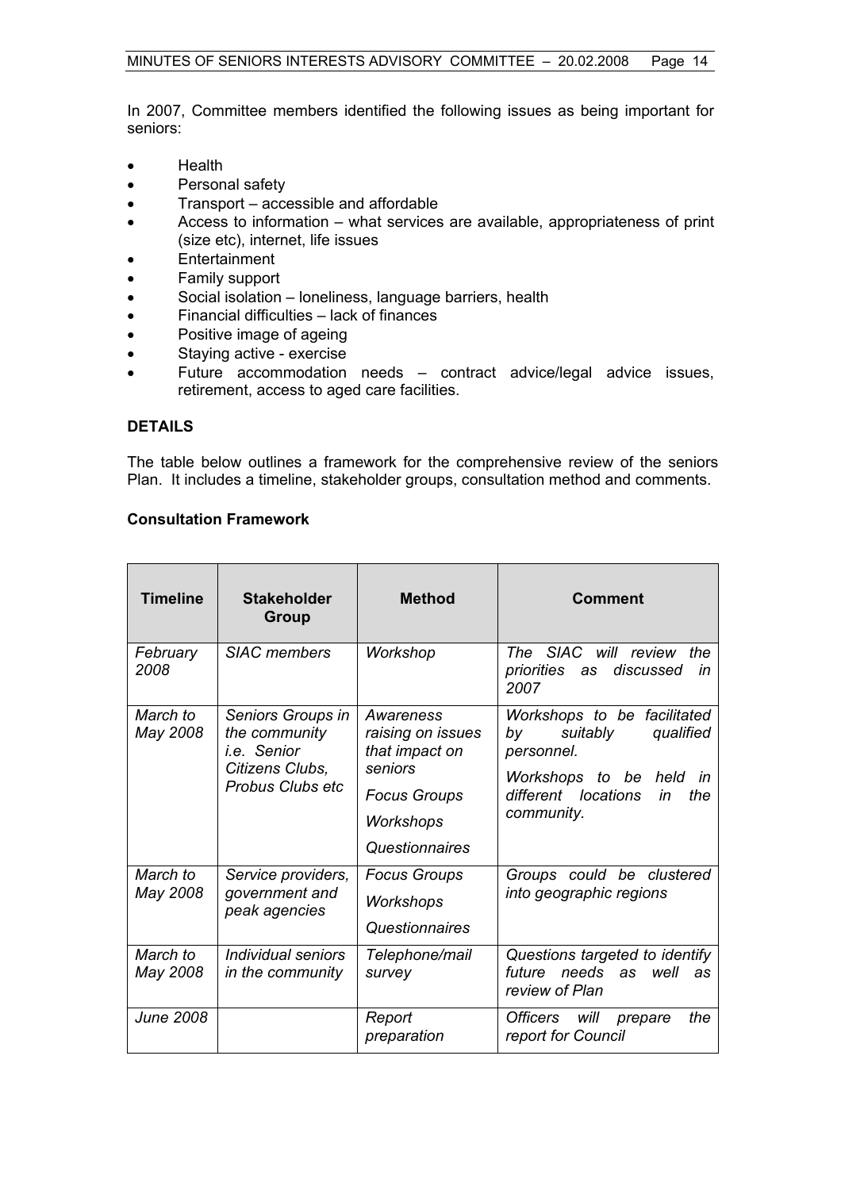In 2007, Committee members identified the following issues as being important for seniors:

- Health
- Personal safety
- Transport – accessible and affordable
- Access to information – what services are available, appropriateness of print (size etc), internet, life issues
- Entertainment
- Family support
- Social isolation – loneliness, language barriers, health
- Financial difficulties – lack of finances
- Positive image of ageing
- Staying active - exercise
- Future accommodation needs – contract advice/legal advice issues, retirement, access to aged care facilities.

## DETAILS

The table below outlines a framework for the comprehensive review of the seniors Plan. It includes a timeline, stakeholder groups, consultation method and comments.

### Consultation Framework

| Timeline | Stakeholder Group | Method | Comment |
|---|---|---|---|
| *February 2008* | *SIAC members* | *Workshop* | *The SIAC will review the priorities as discussed in 2007* |
| *March to May 2008* | *Seniors Groups in the community i.e. Senior Citizens Clubs, Probus Clubs etc* | *Awareness raising on issues that impact on seniors*<br>*Focus Groups*<br>*Workshops*<br>*Questionnaires* | *Workshops to be facilitated by suitably qualified personnel.*<br>*Workshops to be held in different locations in the community.* |
| *March to May 2008* | *Service providers, government and peak agencies* | *Focus Groups*<br>*Workshops*<br>*Questionnaires* | *Groups could be clustered into geographic regions* |
| *March to May 2008* | *Individual seniors in the community* | *Telephone/mail survey* | *Questions targeted to identify future needs as well as review of Plan* |
| *June 2008* | | *Report preparation* | *Officers will prepare the report for Council* |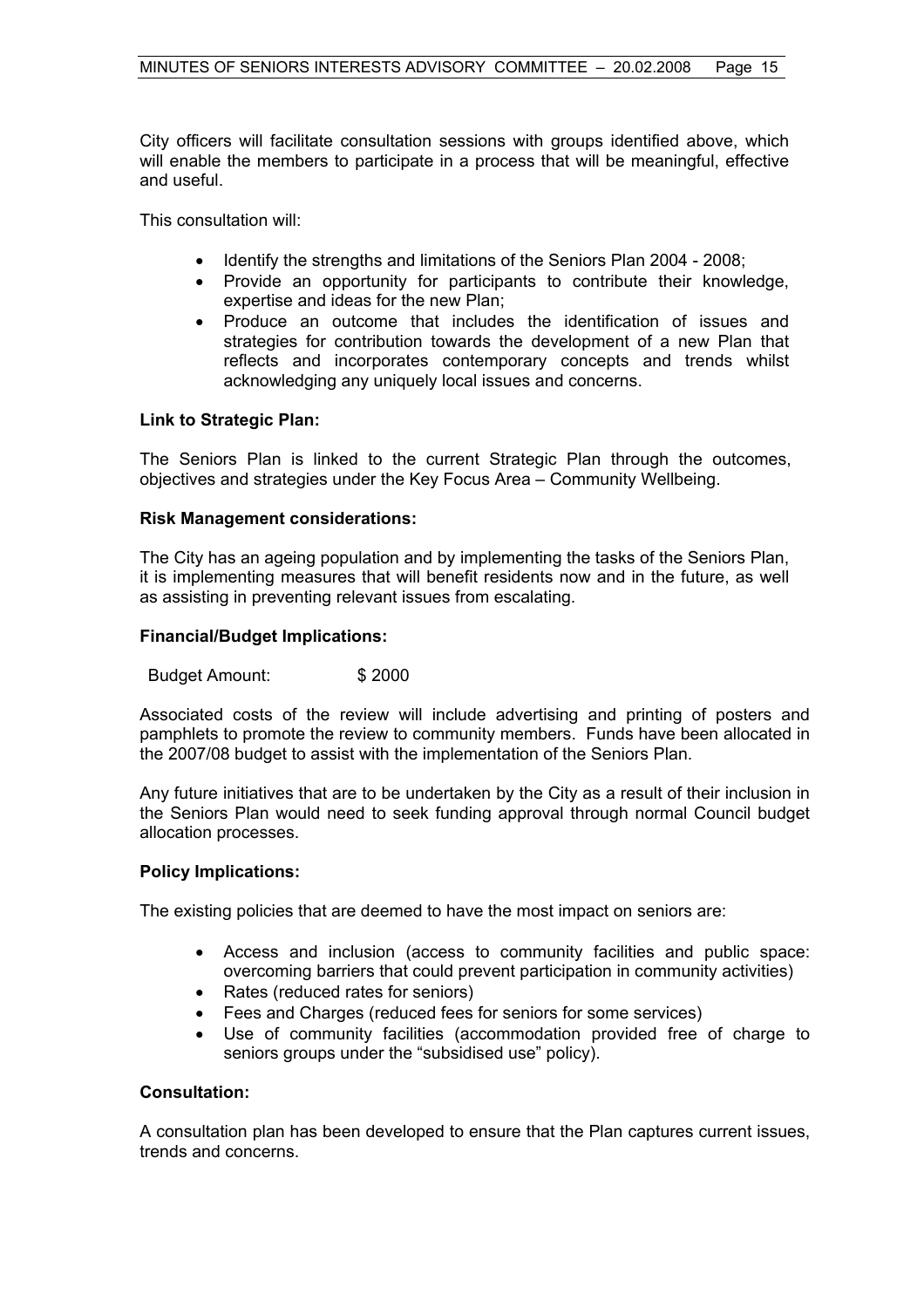City officers will facilitate consultation sessions with groups identified above, which will enable the members to participate in a process that will be meaningful, effective and useful.

This consultation will:

- Identify the strengths and limitations of the Seniors Plan 2004 - 2008;
- Provide an opportunity for participants to contribute their knowledge, expertise and ideas for the new Plan;
- Produce an outcome that includes the identification of issues and strategies for contribution towards the development of a new Plan that reflects and incorporates contemporary concepts and trends whilst acknowledging any uniquely local issues and concerns.

**Link to Strategic Plan:**

The Seniors Plan is linked to the current Strategic Plan through the outcomes, objectives and strategies under the Key Focus Area – Community Wellbeing.

**Risk Management considerations:**

The City has an ageing population and by implementing the tasks of the Seniors Plan, it is implementing measures that will benefit residents now and in the future, as well as assisting in preventing relevant issues from escalating.

**Financial/Budget Implications:**

Budget Amount: $ 2000

Associated costs of the review will include advertising and printing of posters and pamphlets to promote the review to community members. Funds have been allocated in the 2007/08 budget to assist with the implementation of the Seniors Plan.

Any future initiatives that are to be undertaken by the City as a result of their inclusion in the Seniors Plan would need to seek funding approval through normal Council budget allocation processes.

**Policy Implications:**

The existing policies that are deemed to have the most impact on seniors are:

- Access and inclusion (access to community facilities and public space: overcoming barriers that could prevent participation in community activities)
- Rates (reduced rates for seniors)
- Fees and Charges (reduced fees for seniors for some services)
- Use of community facilities (accommodation provided free of charge to seniors groups under the "subsidised use" policy).

**Consultation:**

A consultation plan has been developed to ensure that the Plan captures current issues, trends and concerns.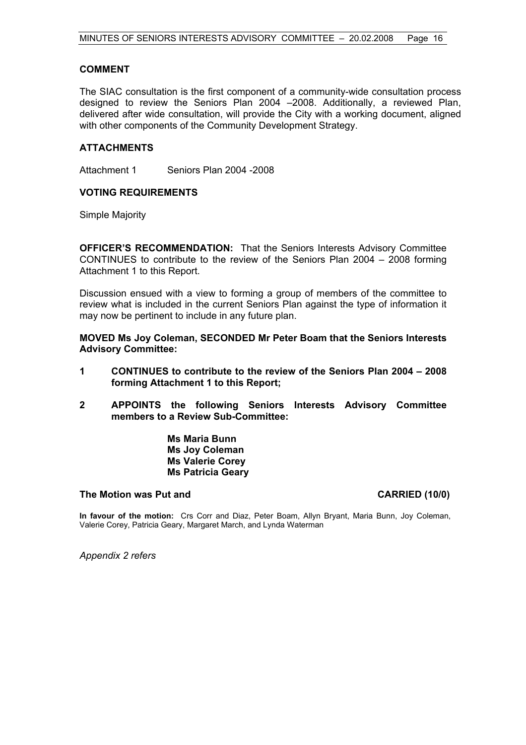## COMMENT

The SIAC consultation is the first component of a community-wide consultation process designed to review the Seniors Plan 2004 –2008. Additionally, a reviewed Plan, delivered after wide consultation, will provide the City with a working document, aligned with other components of the Community Development Strategy.

## ATTACHMENTS

Attachment 1 Seniors Plan 2004 -2008

## VOTING REQUIREMENTS

Simple Majority

**OFFICER'S RECOMMENDATION:** That the Seniors Interests Advisory Committee CONTINUES to contribute to the review of the Seniors Plan 2004 – 2008 forming Attachment 1 to this Report.

Discussion ensued with a view to forming a group of members of the committee to review what is included in the current Seniors Plan against the type of information it may now be pertinent to include in any future plan.

**MOVED Ms Joy Coleman, SECONDED Mr Peter Boam that the Seniors Interests Advisory Committee:**

**1 CONTINUES to contribute to the review of the Seniors Plan 2004 – 2008 forming Attachment 1 to this Report;**

**2 APPOINTS the following Seniors Interests Advisory Committee members to a Review Sub-Committee:**

**Ms Maria Bunn**
**Ms Joy Coleman**
**Ms Valerie Corey**
**Ms Patricia Geary**

**The Motion was Put and CARRIED (10/0)**

**In favour of the motion:** Crs Corr and Diaz, Peter Boam, Allyn Bryant, Maria Bunn, Joy Coleman, Valerie Corey, Patricia Geary, Margaret March, and Lynda Waterman

*Appendix 2 refers*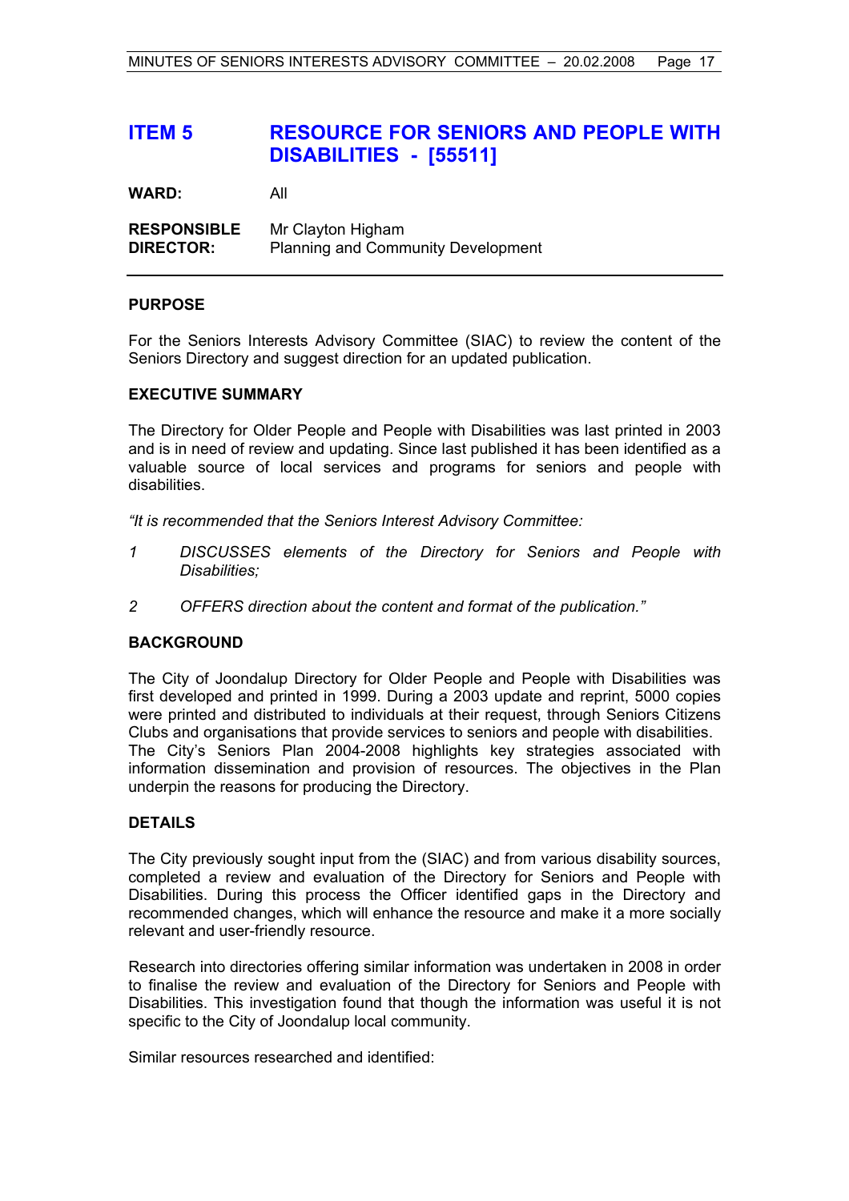# ITEM 5 RESOURCE FOR SENIORS AND PEOPLE WITH DISABILITIES - [55511]

**WARD:** All

**RESPONSIBLE DIRECTOR:** Mr Clayton Higham
Planning and Community Development

---

## PURPOSE

For the Seniors Interests Advisory Committee (SIAC) to review the content of the Seniors Directory and suggest direction for an updated publication.

## EXECUTIVE SUMMARY

The Directory for Older People and People with Disabilities was last printed in 2003 and is in need of review and updating. Since last published it has been identified as a valuable source of local services and programs for seniors and people with disabilities.

*"It is recommended that the Seniors Interest Advisory Committee:*

*1 DISCUSSES elements of the Directory for Seniors and People with Disabilities;*

*2 OFFERS direction about the content and format of the publication."*

## BACKGROUND

The City of Joondalup Directory for Older People and People with Disabilities was first developed and printed in 1999. During a 2003 update and reprint, 5000 copies were printed and distributed to individuals at their request, through Seniors Citizens Clubs and organisations that provide services to seniors and people with disabilities.
The City's Seniors Plan 2004-2008 highlights key strategies associated with information dissemination and provision of resources. The objectives in the Plan underpin the reasons for producing the Directory.

## DETAILS

The City previously sought input from the (SIAC) and from various disability sources, completed a review and evaluation of the Directory for Seniors and People with Disabilities. During this process the Officer identified gaps in the Directory and recommended changes, which will enhance the resource and make it a more socially relevant and user-friendly resource.

Research into directories offering similar information was undertaken in 2008 in order to finalise the review and evaluation of the Directory for Seniors and People with Disabilities. This investigation found that though the information was useful it is not specific to the City of Joondalup local community.

Similar resources researched and identified: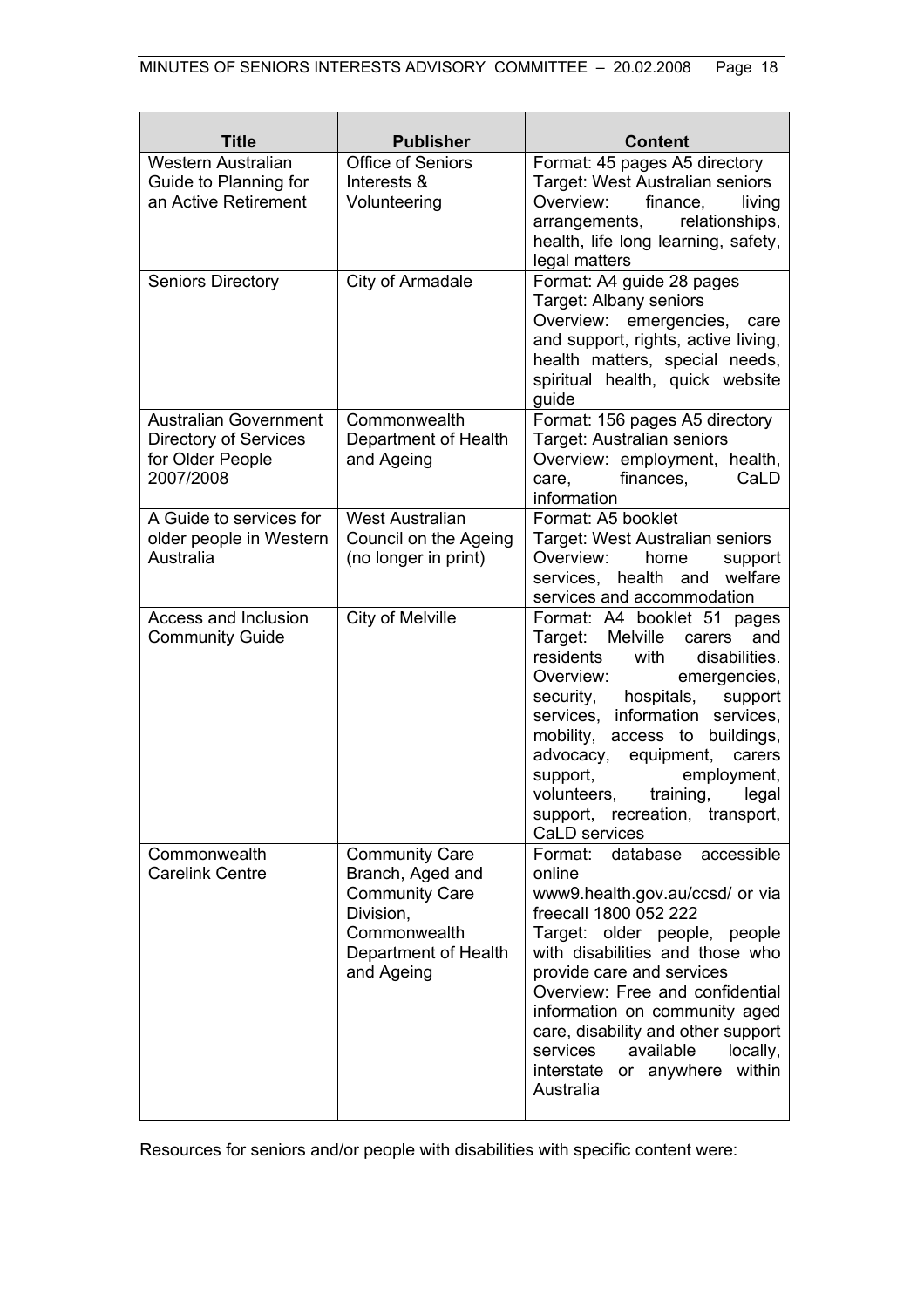| Title | Publisher | Content |
|---|---|---|
| Western Australian Guide to Planning for an Active Retirement | Office of Seniors Interests & Volunteering | Format: 45 pages A5 directory<br>Target: West Australian seniors<br>Overview: finance, living arrangements, relationships, health, life long learning, safety, legal matters |
| Seniors Directory | City of Armadale | Format: A4 guide 28 pages<br>Target: Albany seniors<br>Overview: emergencies, care and support, rights, active living, health matters, special needs, spiritual health, quick website guide |
| Australian Government Directory of Services for Older People 2007/2008 | Commonwealth Department of Health and Ageing | Format: 156 pages A5 directory<br>Target: Australian seniors<br>Overview: employment, health, care, finances, CaLD information |
| A Guide to services for older people in Western Australia | West Australian Council on the Ageing (no longer in print) | Format: A5 booklet<br>Target: West Australian seniors<br>Overview: home support services, health and welfare services and accommodation |
| Access and Inclusion Community Guide | City of Melville | Format: A4 booklet 51 pages<br>Target: Melville carers and residents with disabilities.<br>Overview: emergencies, security, hospitals, support services, information services, mobility, access to buildings, advocacy, equipment, carers support, employment, volunteers, training, legal support, recreation, transport, CaLD services |
| Commonwealth Carelink Centre | Community Care Branch, Aged and Community Care Division, Commonwealth Department of Health and Ageing | Format: database accessible online<br>www9.health.gov.au/ccsd/ or via freecall 1800 052 222<br>Target: older people, people with disabilities and those who provide care and services<br>Overview: Free and confidential information on community aged care, disability and other support services available locally, interstate or anywhere within Australia |

Resources for seniors and/or people with disabilities with specific content were: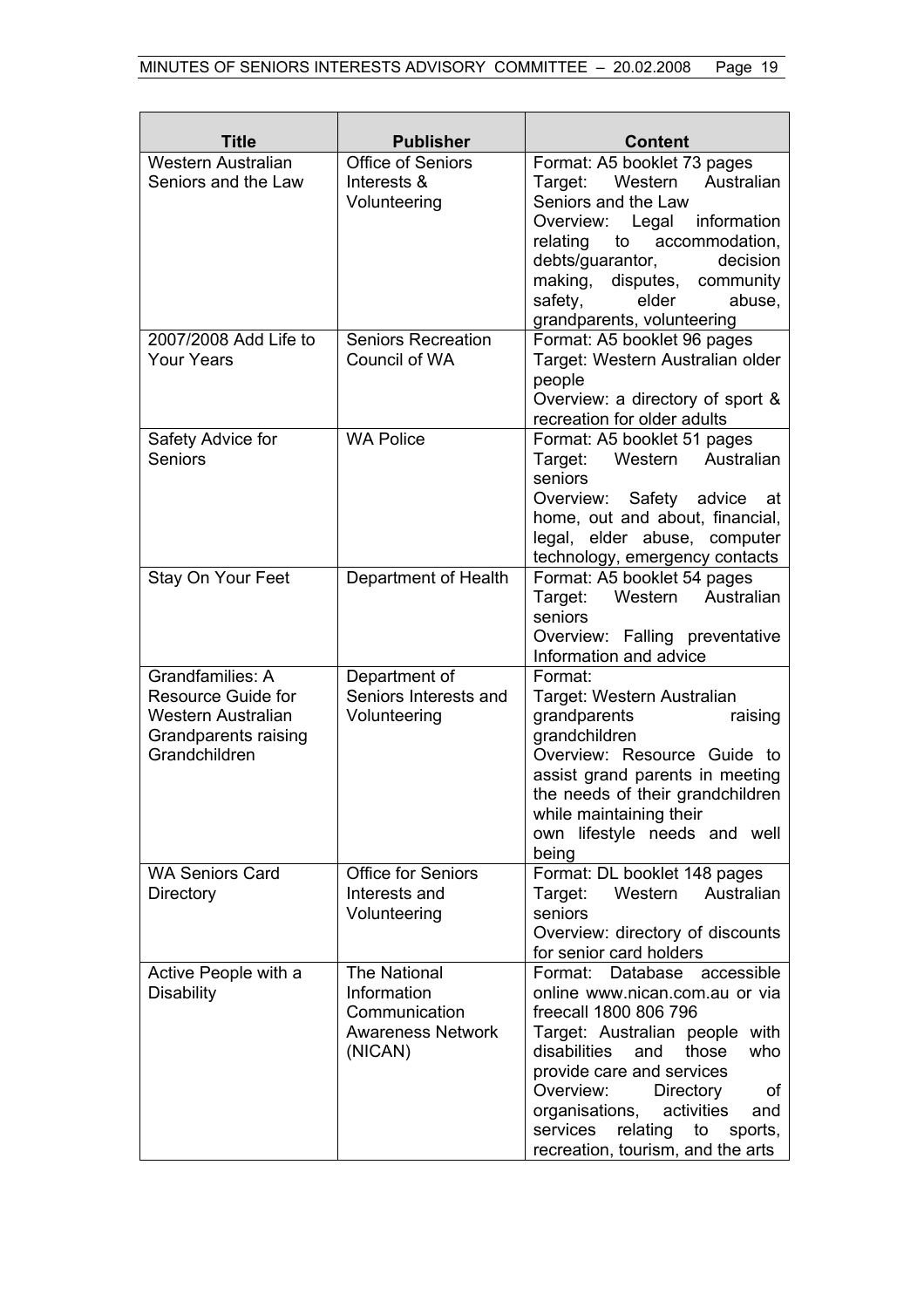| Title | Publisher | Content |
| --- | --- | --- |
| Western Australian Seniors and the Law | Office of Seniors Interests & Volunteering | Format: A5 booklet 73 pages<br>Target: Western Australian Seniors and the Law<br>Overview: Legal information relating to accommodation, debts/guarantor, decision making, disputes, community safety, elder abuse, grandparents, volunteering |
| 2007/2008 Add Life to Your Years | Seniors Recreation Council of WA | Format: A5 booklet 96 pages<br>Target: Western Australian older people<br>Overview: a directory of sport & recreation for older adults |
| Safety Advice for Seniors | WA Police | Format: A5 booklet 51 pages<br>Target: Western Australian seniors<br>Overview: Safety advice at home, out and about, financial, legal, elder abuse, computer technology, emergency contacts |
| Stay On Your Feet | Department of Health | Format: A5 booklet 54 pages<br>Target: Western Australian seniors<br>Overview: Falling preventative Information and advice |
| Grandfamilies: A Resource Guide for Western Australian Grandparents raising Grandchildren | Department of Seniors Interests and Volunteering | Format:<br>Target: Western Australian grandparents raising grandchildren<br>Overview: Resource Guide to assist grand parents in meeting the needs of their grandchildren while maintaining their own lifestyle needs and well being |
| WA Seniors Card Directory | Office for Seniors Interests and Volunteering | Format: DL booklet 148 pages<br>Target: Western Australian seniors<br>Overview: directory of discounts for senior card holders |
| Active People with a Disability | The National Information Communication Awareness Network (NICAN) | Format: Database accessible online www.nican.com.au or via freecall 1800 806 796<br>Target: Australian people with disabilities and those who provide care and services<br>Overview: Directory of organisations, activities and services relating to sports, recreation, tourism, and the arts |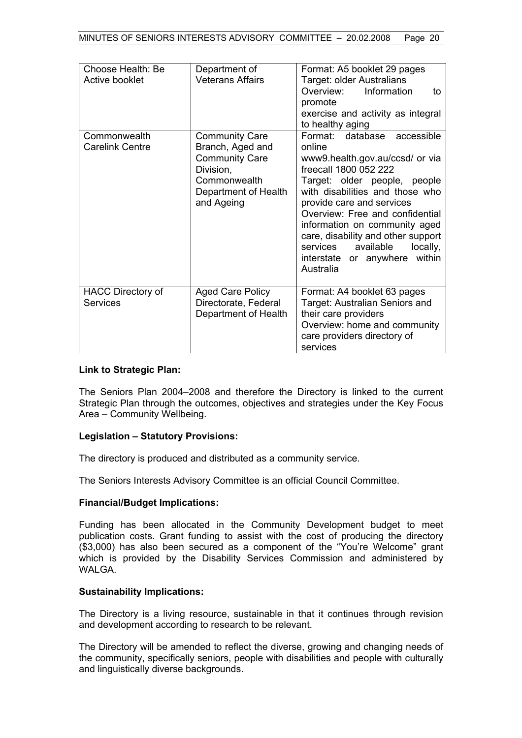| Choose Health: Be Active booklet | Department of Veterans Affairs | Format: A5 booklet 29 pages<br>Target: older Australians<br>Overview: Information to promote exercise and activity as integral to healthy aging |
|---|---|---|
| Commonwealth Carelink Centre | Community Care Branch, Aged and Community Care Division, Commonwealth Department of Health and Ageing | Format: database accessible online www9.health.gov.au/ccsd/ or via freecall 1800 052 222<br>Target: older people, people with disabilities and those who provide care and services<br>Overview: Free and confidential information on community aged care, disability and other support services available locally, interstate or anywhere within Australia |
| HACC Directory of Services | Aged Care Policy Directorate, Federal Department of Health | Format: A4 booklet 63 pages<br>Target: Australian Seniors and their care providers<br>Overview: home and community care providers directory of services |

**Link to Strategic Plan:**

The Seniors Plan 2004–2008 and therefore the Directory is linked to the current Strategic Plan through the outcomes, objectives and strategies under the Key Focus Area – Community Wellbeing.

**Legislation – Statutory Provisions:**

The directory is produced and distributed as a community service.

The Seniors Interests Advisory Committee is an official Council Committee.

**Financial/Budget Implications:**

Funding has been allocated in the Community Development budget to meet publication costs. Grant funding to assist with the cost of producing the directory ($3,000) has also been secured as a component of the "You're Welcome" grant which is provided by the Disability Services Commission and administered by WALGA.

**Sustainability Implications:**

The Directory is a living resource, sustainable in that it continues through revision and development according to research to be relevant.

The Directory will be amended to reflect the diverse, growing and changing needs of the community, specifically seniors, people with disabilities and people with culturally and linguistically diverse backgrounds.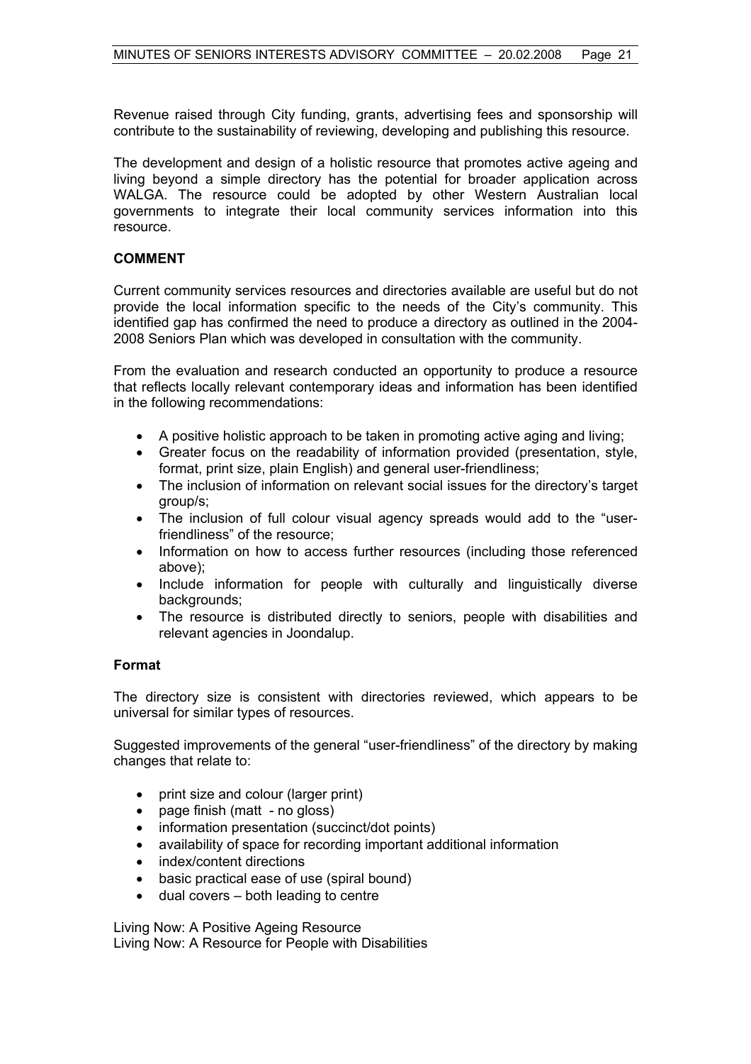Revenue raised through City funding, grants, advertising fees and sponsorship will contribute to the sustainability of reviewing, developing and publishing this resource.

The development and design of a holistic resource that promotes active ageing and living beyond a simple directory has the potential for broader application across WALGA. The resource could be adopted by other Western Australian local governments to integrate their local community services information into this resource.

**COMMENT**

Current community services resources and directories available are useful but do not provide the local information specific to the needs of the City's community. This identified gap has confirmed the need to produce a directory as outlined in the 2004-2008 Seniors Plan which was developed in consultation with the community.

From the evaluation and research conducted an opportunity to produce a resource that reflects locally relevant contemporary ideas and information has been identified in the following recommendations:

- A positive holistic approach to be taken in promoting active aging and living;
- Greater focus on the readability of information provided (presentation, style, format, print size, plain English) and general user-friendliness;
- The inclusion of information on relevant social issues for the directory's target group/s;
- The inclusion of full colour visual agency spreads would add to the "user-friendliness" of the resource;
- Information on how to access further resources (including those referenced above);
- Include information for people with culturally and linguistically diverse backgrounds;
- The resource is distributed directly to seniors, people with disabilities and relevant agencies in Joondalup.

**Format**

The directory size is consistent with directories reviewed, which appears to be universal for similar types of resources.

Suggested improvements of the general "user-friendliness" of the directory by making changes that relate to:

- print size and colour (larger print)
- page finish (matt - no gloss)
- information presentation (succinct/dot points)
- availability of space for recording important additional information
- index/content directions
- basic practical ease of use (spiral bound)
- dual covers – both leading to centre

Living Now: A Positive Ageing Resource
Living Now: A Resource for People with Disabilities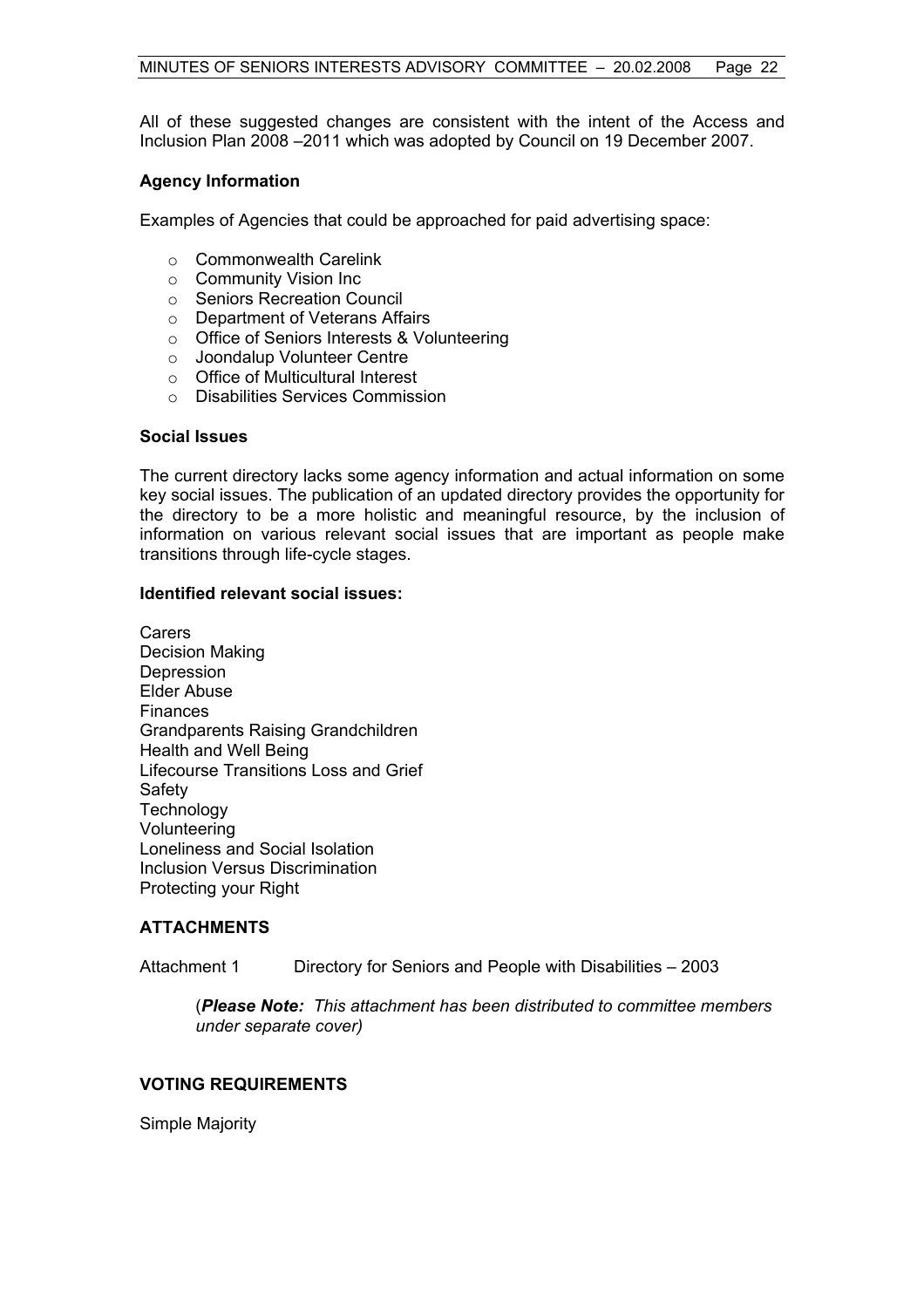All of these suggested changes are consistent with the intent of the Access and Inclusion Plan 2008 –2011 which was adopted by Council on 19 December 2007.

**Agency Information**

Examples of Agencies that could be approached for paid advertising space:

- Commonwealth Carelink
- Community Vision Inc
- Seniors Recreation Council
- Department of Veterans Affairs
- Office of Seniors Interests & Volunteering
- Joondalup Volunteer Centre
- Office of Multicultural Interest
- Disabilities Services Commission

**Social Issues**

The current directory lacks some agency information and actual information on some key social issues. The publication of an updated directory provides the opportunity for the directory to be a more holistic and meaningful resource, by the inclusion of information on various relevant social issues that are important as people make transitions through life-cycle stages.

**Identified relevant social issues:**

Carers
Decision Making
Depression
Elder Abuse
Finances
Grandparents Raising Grandchildren
Health and Well Being
Lifecourse Transitions Loss and Grief
Safety
Technology
Volunteering
Loneliness and Social Isolation
Inclusion Versus Discrimination
Protecting your Right

**ATTACHMENTS**

Attachment 1 Directory for Seniors and People with Disabilities – 2003

(***Please Note:*** *This attachment has been distributed to committee members under separate cover)*

**VOTING REQUIREMENTS**

Simple Majority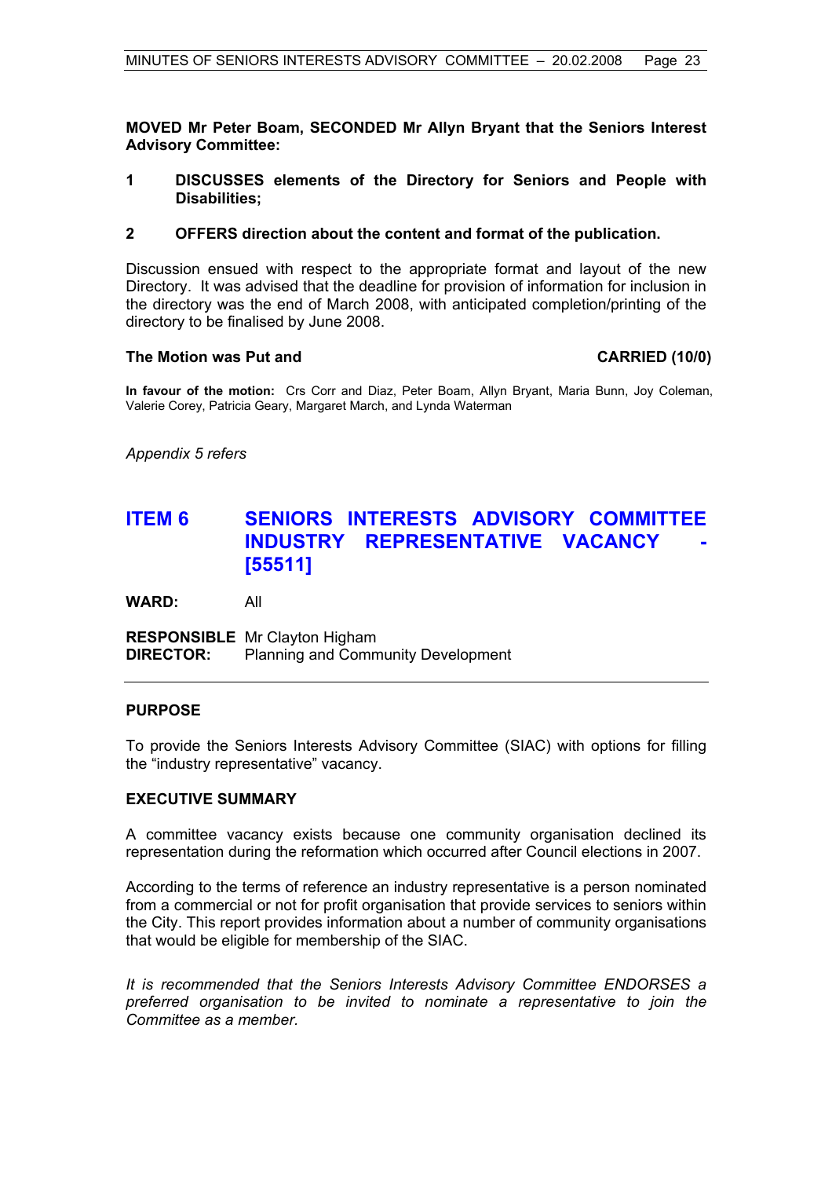**MOVED Mr Peter Boam, SECONDED Mr Allyn Bryant that the Seniors Interest Advisory Committee:**

1. **DISCUSSES elements of the Directory for Seniors and People with Disabilities;**
2. **OFFERS direction about the content and format of the publication.**

Discussion ensued with respect to the appropriate format and layout of the new Directory. It was advised that the deadline for provision of information for inclusion in the directory was the end of March 2008, with anticipated completion/printing of the directory to be finalised by June 2008.

**The Motion was Put and CARRIED (10/0)**

**In favour of the motion:** Crs Corr and Diaz, Peter Boam, Allyn Bryant, Maria Bunn, Joy Coleman, Valerie Corey, Patricia Geary, Margaret March, and Lynda Waterman

*Appendix 5 refers*

## ITEM 6 SENIORS INTERESTS ADVISORY COMMITTEE INDUSTRY REPRESENTATIVE VACANCY - [55511]

**WARD:** All

**RESPONSIBLE DIRECTOR:** Mr Clayton Higham
Planning and Community Development

### PURPOSE

To provide the Seniors Interests Advisory Committee (SIAC) with options for filling the "industry representative" vacancy.

### EXECUTIVE SUMMARY

A committee vacancy exists because one community organisation declined its representation during the reformation which occurred after Council elections in 2007.

According to the terms of reference an industry representative is a person nominated from a commercial or not for profit organisation that provide services to seniors within the City. This report provides information about a number of community organisations that would be eligible for membership of the SIAC.

*It is recommended that the Seniors Interests Advisory Committee ENDORSES a preferred organisation to be invited to nominate a representative to join the Committee as a member.*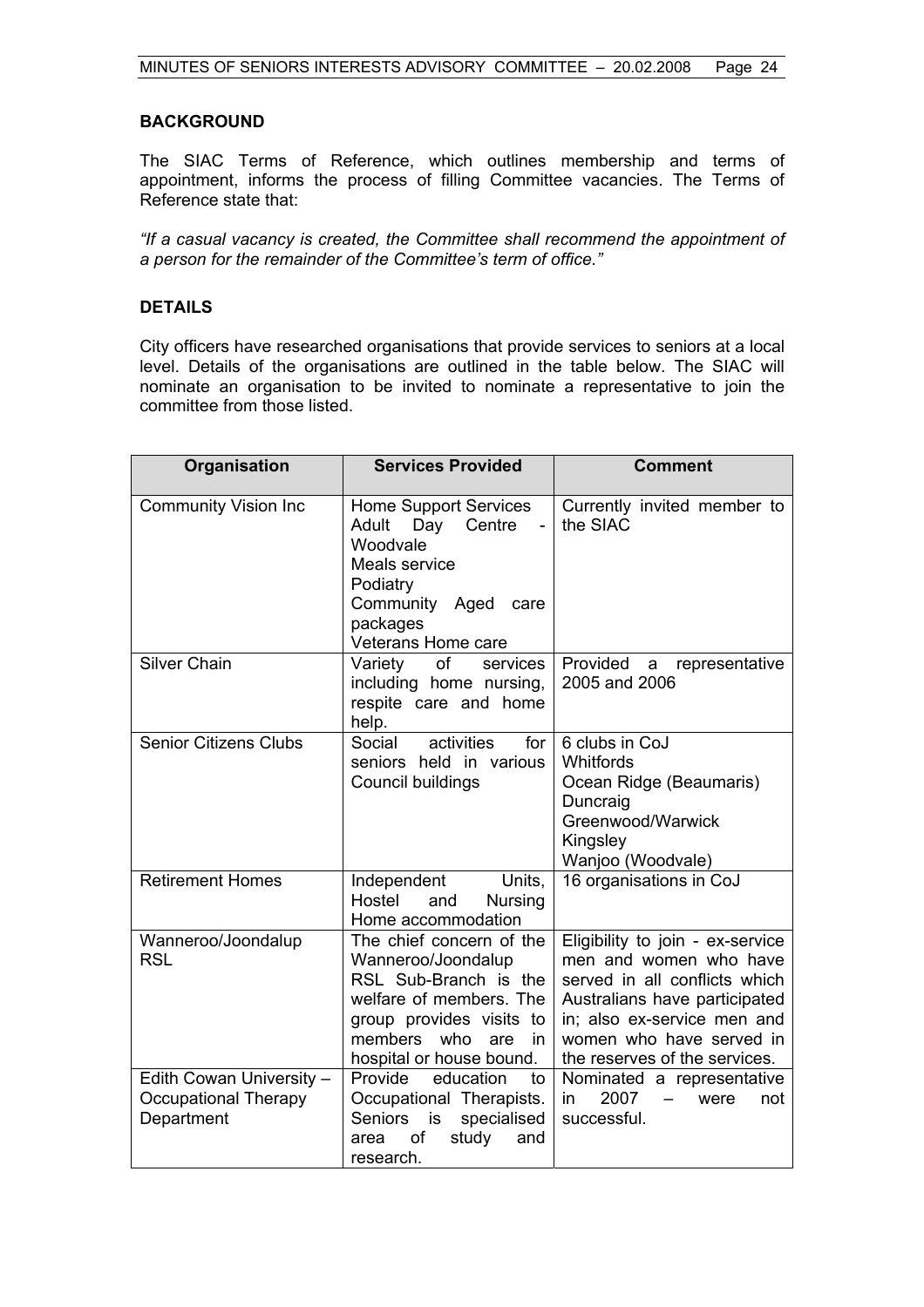## BACKGROUND

The SIAC Terms of Reference, which outlines membership and terms of appointment, informs the process of filling Committee vacancies. The Terms of Reference state that:

*"If a casual vacancy is created, the Committee shall recommend the appointment of a person for the remainder of the Committee's term of office."*

## DETAILS

City officers have researched organisations that provide services to seniors at a local level. Details of the organisations are outlined in the table below. The SIAC will nominate an organisation to be invited to nominate a representative to join the committee from those listed.

| Organisation | Services Provided | Comment |
|---|---|---|
| Community Vision Inc | Home Support Services<br>Adult Day Centre - Woodvale<br>Meals service<br>Podiatry<br>Community Aged care packages<br>Veterans Home care | Currently invited member to the SIAC |
| Silver Chain | Variety of services including home nursing, respite care and home help. | Provided a representative 2005 and 2006 |
| Senior Citizens Clubs | Social activities for seniors held in various Council buildings | 6 clubs in CoJ<br>Whitfords<br>Ocean Ridge (Beaumaris)<br>Duncraig<br>Greenwood/Warwick<br>Kingsley<br>Wanjoo (Woodvale) |
| Retirement Homes | Independent Units, Hostel and Nursing Home accommodation | 16 organisations in CoJ |
| Wanneroo/Joondalup RSL | The chief concern of the Wanneroo/Joondalup RSL Sub-Branch is the welfare of members. The group provides visits to members who are in hospital or house bound. | Eligibility to join - ex-service men and women who have served in all conflicts which Australians have participated in; also ex-service men and women who have served in the reserves of the services. |
| Edith Cowan University – Occupational Therapy Department | Provide education to Occupational Therapists. Seniors is specialised area of study and research. | Nominated a representative in 2007 – were not successful. |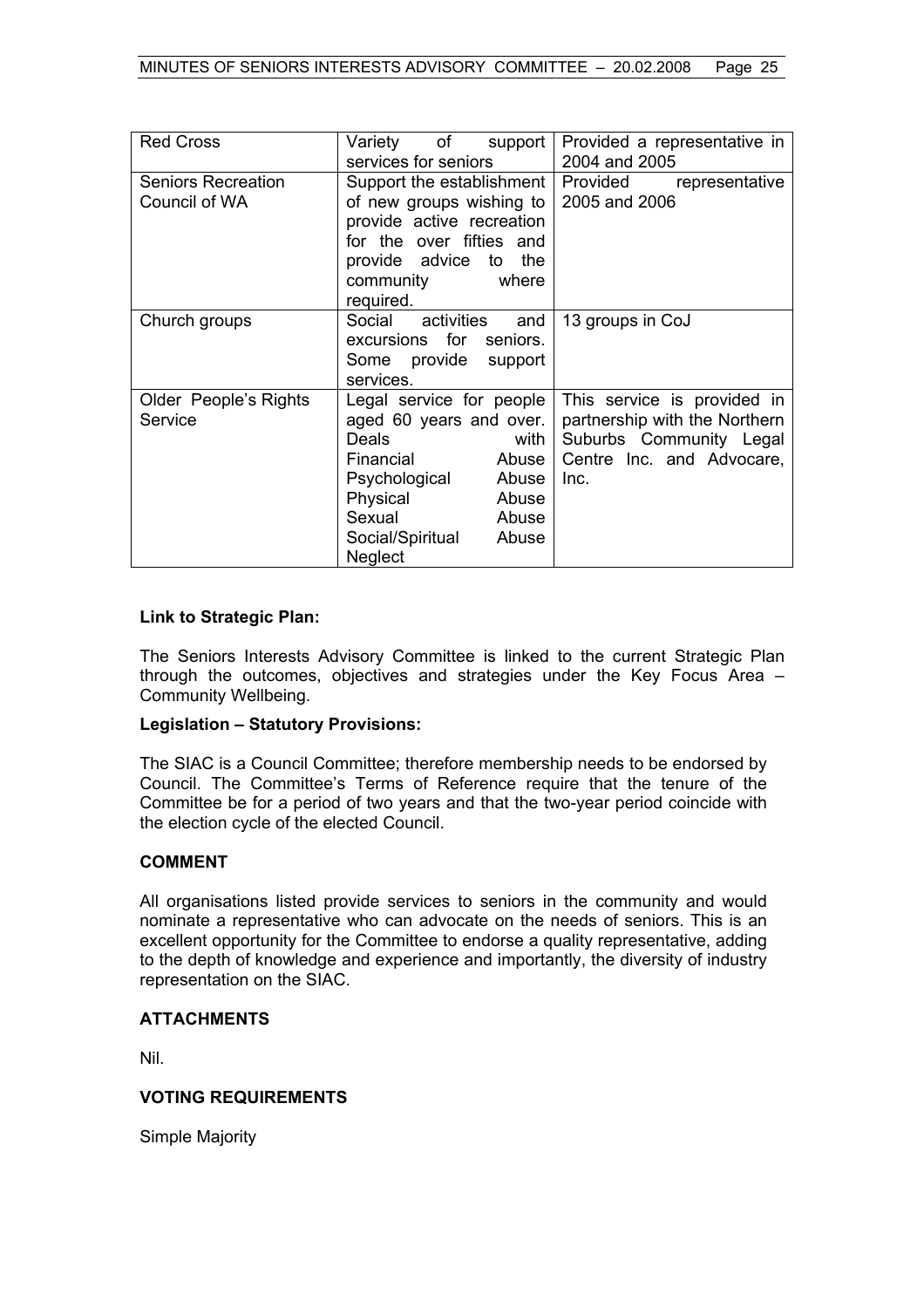| Red Cross | Variety of support services for seniors | Provided a representative in 2004 and 2005 |
|---|---|---|
| Seniors Recreation Council of WA | Support the establishment of new groups wishing to provide active recreation for the over fifties and provide advice to the community where required. | Provided representative 2005 and 2006 |
| Church groups | Social activities and excursions for seniors. Some provide support services. | 13 groups in CoJ |
| Older People's Rights Service | Legal service for people aged 60 years and over. Deals with Financial Abuse Psychological Abuse Physical Abuse Sexual Abuse Social/Spiritual Abuse Neglect | This service is provided in partnership with the Northern Suburbs Community Legal Centre Inc. and Advocare, Inc. |

**Link to Strategic Plan:**

The Seniors Interests Advisory Committee is linked to the current Strategic Plan through the outcomes, objectives and strategies under the Key Focus Area – Community Wellbeing.

**Legislation – Statutory Provisions:**

The SIAC is a Council Committee; therefore membership needs to be endorsed by Council. The Committee's Terms of Reference require that the tenure of the Committee be for a period of two years and that the two-year period coincide with the election cycle of the elected Council.

**COMMENT**

All organisations listed provide services to seniors in the community and would nominate a representative who can advocate on the needs of seniors. This is an excellent opportunity for the Committee to endorse a quality representative, adding to the depth of knowledge and experience and importantly, the diversity of industry representation on the SIAC.

**ATTACHMENTS**

Nil.

**VOTING REQUIREMENTS**

Simple Majority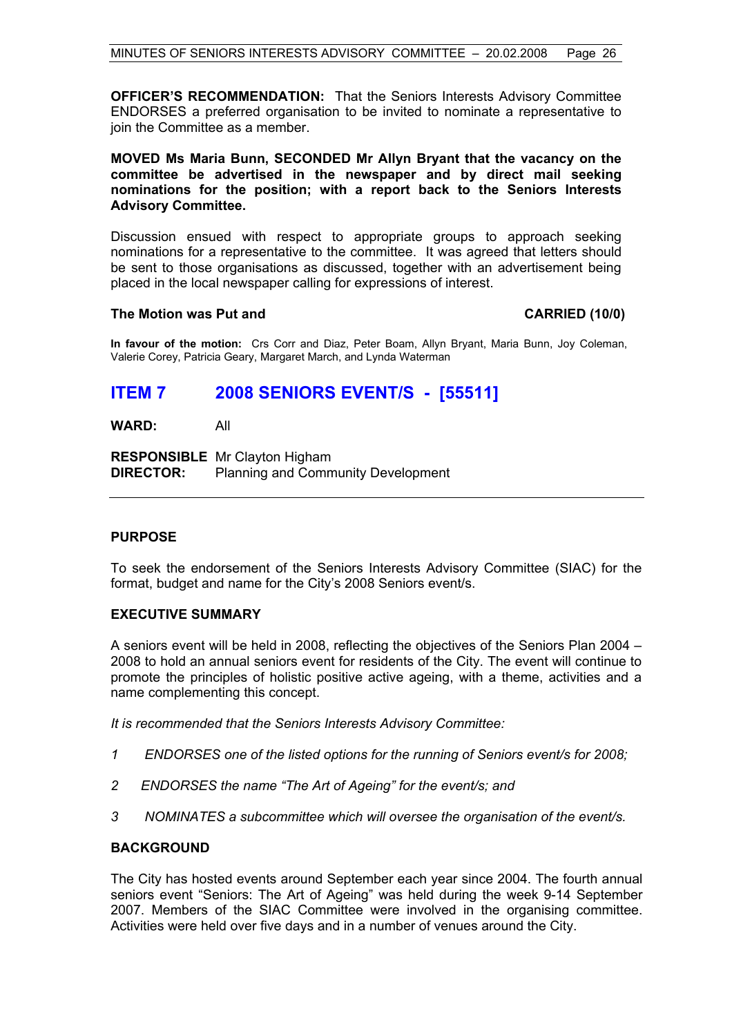**OFFICER'S RECOMMENDATION:** That the Seniors Interests Advisory Committee ENDORSES a preferred organisation to be invited to nominate a representative to join the Committee as a member.

**MOVED Ms Maria Bunn, SECONDED Mr Allyn Bryant that the vacancy on the committee be advertised in the newspaper and by direct mail seeking nominations for the position; with a report back to the Seniors Interests Advisory Committee.**

Discussion ensued with respect to appropriate groups to approach seeking nominations for a representative to the committee. It was agreed that letters should be sent to those organisations as discussed, together with an advertisement being placed in the local newspaper calling for expressions of interest.

**The Motion was Put and CARRIED (10/0)**

**In favour of the motion:** Crs Corr and Diaz, Peter Boam, Allyn Bryant, Maria Bunn, Joy Coleman, Valerie Corey, Patricia Geary, Margaret March, and Lynda Waterman

# ITEM 7 2008 SENIORS EVENT/S - [55511]

**WARD:** All

**RESPONSIBLE DIRECTOR:** Mr Clayton Higham
Planning and Community Development

---

### PURPOSE

To seek the endorsement of the Seniors Interests Advisory Committee (SIAC) for the format, budget and name for the City's 2008 Seniors event/s.

### EXECUTIVE SUMMARY

A seniors event will be held in 2008, reflecting the objectives of the Seniors Plan 2004 – 2008 to hold an annual seniors event for residents of the City. The event will continue to promote the principles of holistic positive active ageing, with a theme, activities and a name complementing this concept.

*It is recommended that the Seniors Interests Advisory Committee:*

*1 ENDORSES one of the listed options for the running of Seniors event/s for 2008;*

*2 ENDORSES the name "The Art of Ageing" for the event/s; and*

*3 NOMINATES a subcommittee which will oversee the organisation of the event/s.*

### BACKGROUND

The City has hosted events around September each year since 2004. The fourth annual seniors event "Seniors: The Art of Ageing" was held during the week 9-14 September 2007. Members of the SIAC Committee were involved in the organising committee. Activities were held over five days and in a number of venues around the City.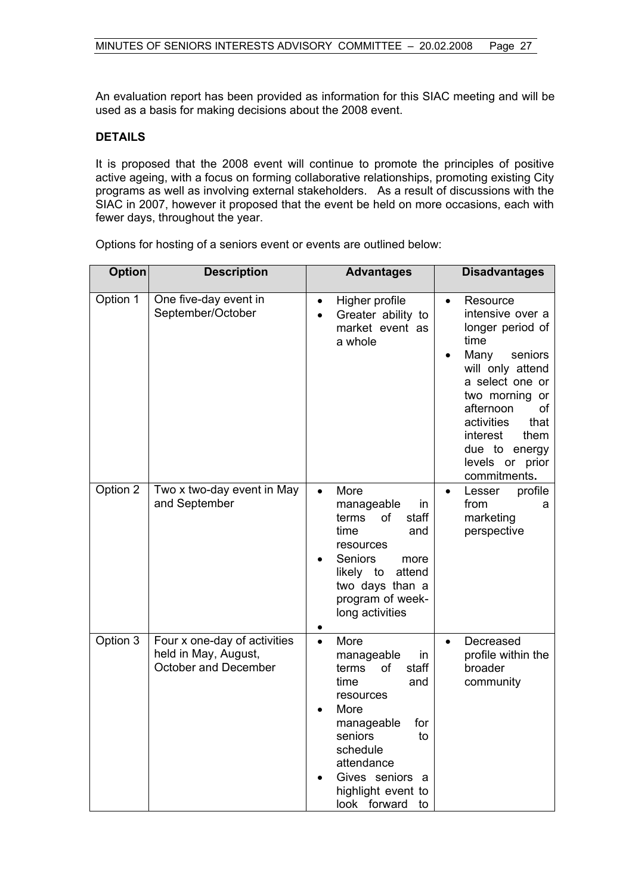An evaluation report has been provided as information for this SIAC meeting and will be used as a basis for making decisions about the 2008 event.

**DETAILS**

It is proposed that the 2008 event will continue to promote the principles of positive active ageing, with a focus on forming collaborative relationships, promoting existing City programs as well as involving external stakeholders. As a result of discussions with the SIAC in 2007, however it proposed that the event be held on more occasions, each with fewer days, throughout the year.

Options for hosting of a seniors event or events are outlined below:

| Option | Description | Advantages | Disadvantages |
|---|---|---|---|
| Option 1 | One five-day event in September/October | • Higher profile<br>• Greater ability to market event as a whole | • Resource intensive over a longer period of time<br>• Many seniors will only attend a select one or two morning or afternoon of activities that interest them due to energy levels or prior commitments. |
| Option 2 | Two x two-day event in May and September | • More manageable in terms of staff time and resources<br>• Seniors more likely to attend two days than a program of week-long activities<br>• | • Lesser profile from a marketing perspective |
| Option 3 | Four x one-day of activities held in May, August, October and December | • More manageable in terms of staff time and resources<br>• More manageable for seniors to schedule attendance<br>• Gives seniors a highlight event to look forward to | • Decreased profile within the broader community |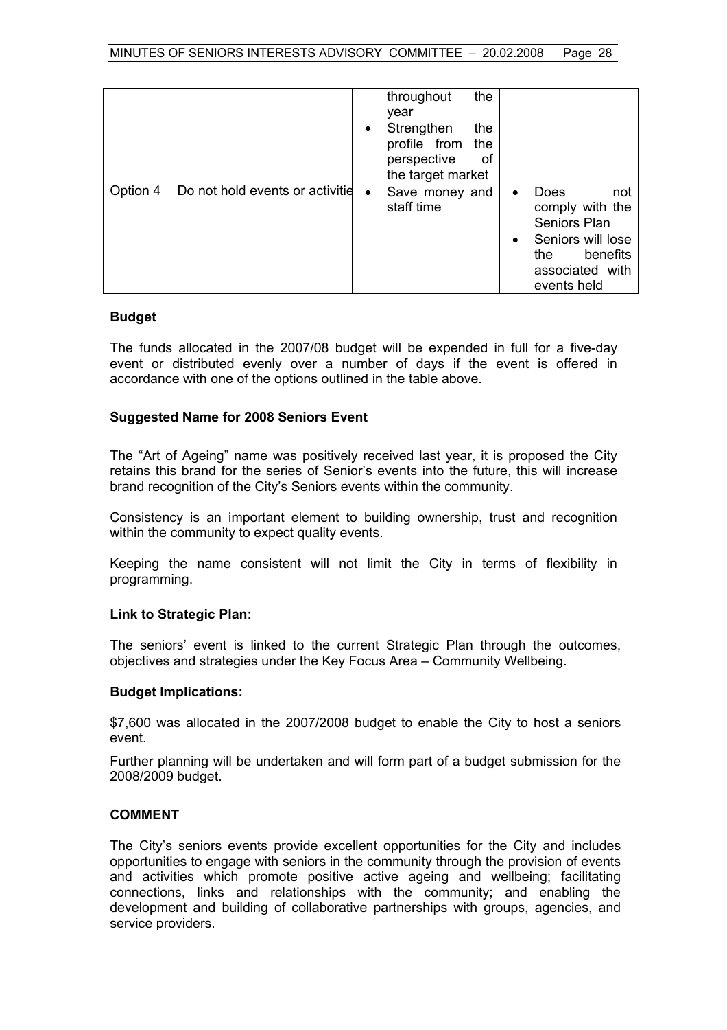| | | | |
|---|---|---|---|
| | | throughout the year<br>• Strengthen the profile from the perspective of the target market | |
| Option 4 | Do not hold events or activitie | • Save money and staff time | • Does not comply with the Seniors Plan<br>• Seniors will lose the benefits associated with events held |

### Budget

The funds allocated in the 2007/08 budget will be expended in full for a five-day event or distributed evenly over a number of days if the event is offered in accordance with one of the options outlined in the table above.

### Suggested Name for 2008 Seniors Event

The "Art of Ageing" name was positively received last year, it is proposed the City retains this brand for the series of Senior's events into the future, this will increase brand recognition of the City's Seniors events within the community.

Consistency is an important element to building ownership, trust and recognition within the community to expect quality events.

Keeping the name consistent will not limit the City in terms of flexibility in programming.

### Link to Strategic Plan:

The seniors' event is linked to the current Strategic Plan through the outcomes, objectives and strategies under the Key Focus Area – Community Wellbeing.

### Budget Implications:

$7,600 was allocated in the 2007/2008 budget to enable the City to host a seniors event.

Further planning will be undertaken and will form part of a budget submission for the 2008/2009 budget.

## COMMENT

The City's seniors events provide excellent opportunities for the City and includes opportunities to engage with seniors in the community through the provision of events and activities which promote positive active ageing and wellbeing; facilitating connections, links and relationships with the community; and enabling the development and building of collaborative partnerships with groups, agencies, and service providers.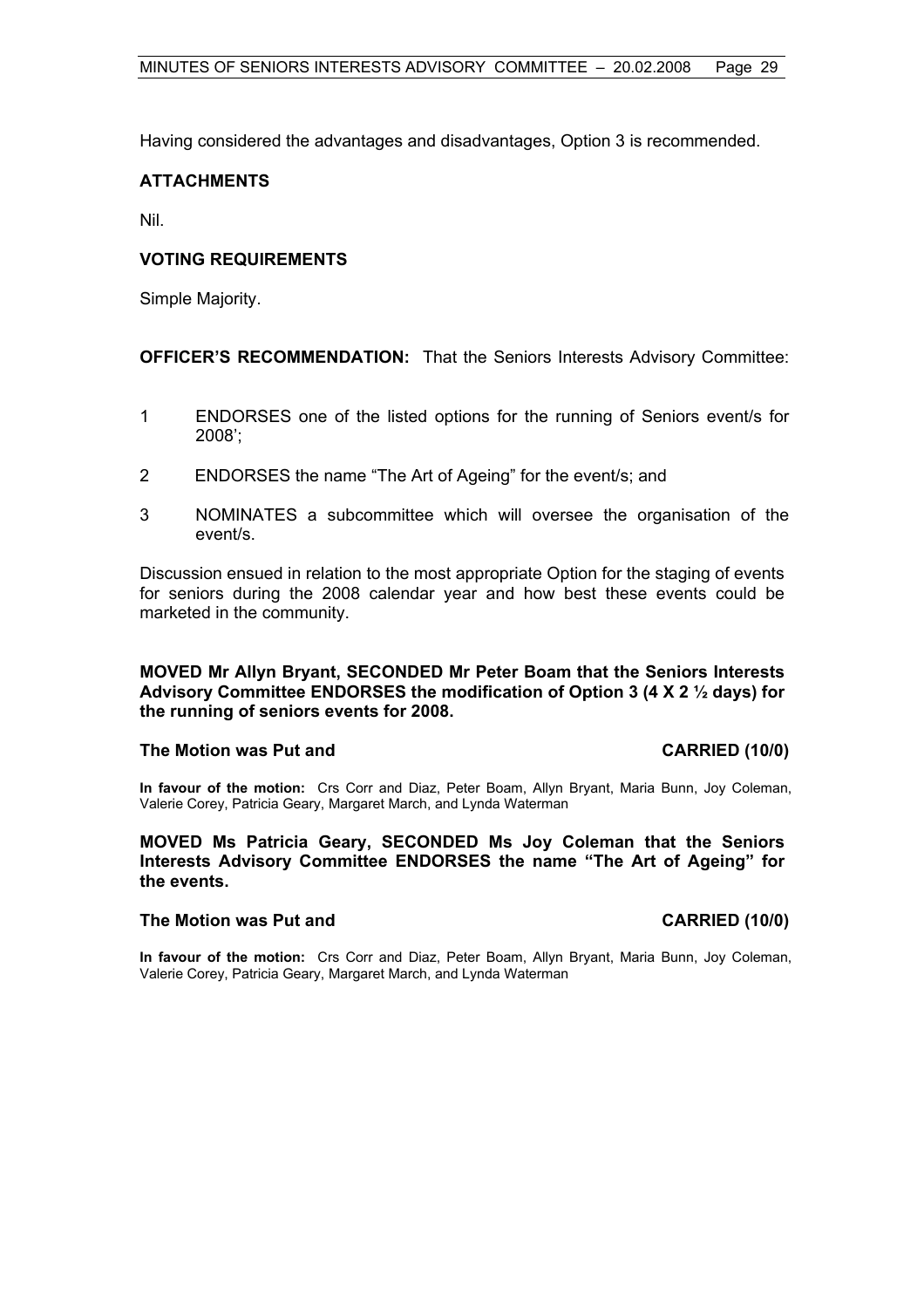Having considered the advantages and disadvantages, Option 3 is recommended.

**ATTACHMENTS**

Nil.

**VOTING REQUIREMENTS**

Simple Majority.

**OFFICER'S RECOMMENDATION:** That the Seniors Interests Advisory Committee:

1 ENDORSES one of the listed options for the running of Seniors event/s for 2008';

2 ENDORSES the name "The Art of Ageing" for the event/s; and

3 NOMINATES a subcommittee which will oversee the organisation of the event/s.

Discussion ensued in relation to the most appropriate Option for the staging of events for seniors during the 2008 calendar year and how best these events could be marketed in the community.

**MOVED Mr Allyn Bryant, SECONDED Mr Peter Boam that the Seniors Interests Advisory Committee ENDORSES the modification of Option 3 (4 X 2 ½ days) for the running of seniors events for 2008.**

**The Motion was Put and CARRIED (10/0)**

**In favour of the motion:** Crs Corr and Diaz, Peter Boam, Allyn Bryant, Maria Bunn, Joy Coleman, Valerie Corey, Patricia Geary, Margaret March, and Lynda Waterman

**MOVED Ms Patricia Geary, SECONDED Ms Joy Coleman that the Seniors Interests Advisory Committee ENDORSES the name "The Art of Ageing" for the events.**

**The Motion was Put and CARRIED (10/0)**

**In favour of the motion:** Crs Corr and Diaz, Peter Boam, Allyn Bryant, Maria Bunn, Joy Coleman, Valerie Corey, Patricia Geary, Margaret March, and Lynda Waterman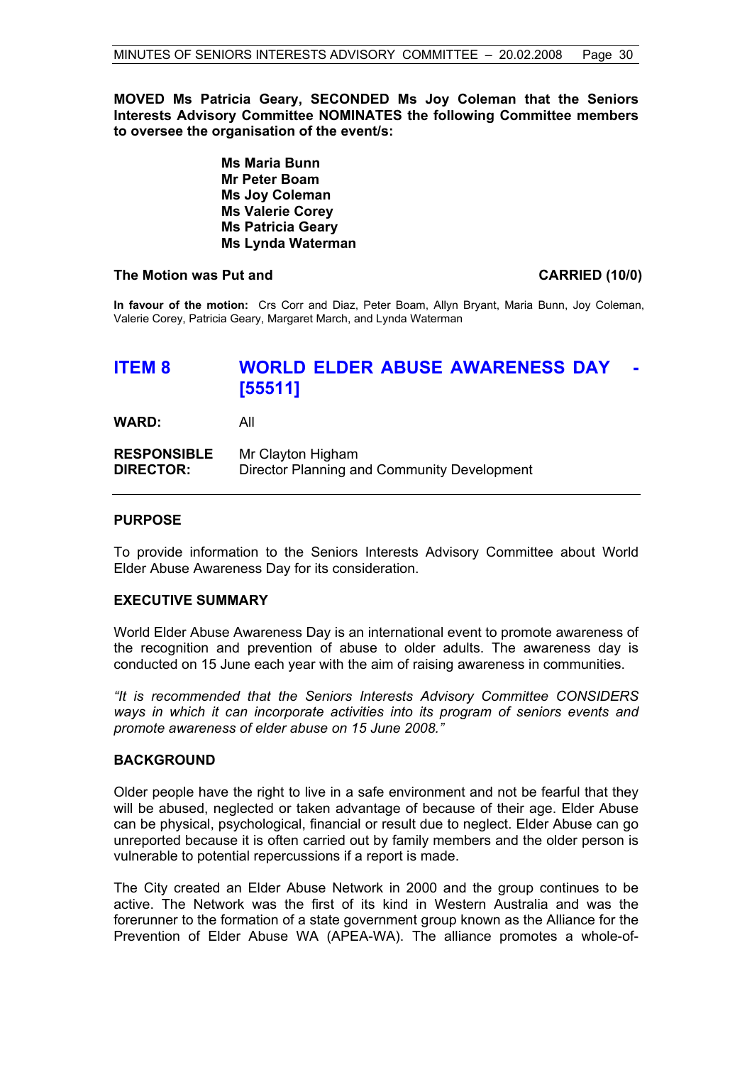**MOVED Ms Patricia Geary, SECONDED Ms Joy Coleman that the Seniors Interests Advisory Committee NOMINATES the following Committee members to oversee the organisation of the event/s:**

**Ms Maria Bunn**
**Mr Peter Boam**
**Ms Joy Coleman**
**Ms Valerie Corey**
**Ms Patricia Geary**
**Ms Lynda Waterman**

**The Motion was Put and CARRIED (10/0)**

**In favour of the motion:** Crs Corr and Diaz, Peter Boam, Allyn Bryant, Maria Bunn, Joy Coleman, Valerie Corey, Patricia Geary, Margaret March, and Lynda Waterman

# ITEM 8 WORLD ELDER ABUSE AWARENESS DAY - [55511]

**WARD:** All

**RESPONSIBLE DIRECTOR:** Mr Clayton Higham
Director Planning and Community Development

---

## PURPOSE

To provide information to the Seniors Interests Advisory Committee about World Elder Abuse Awareness Day for its consideration.

## EXECUTIVE SUMMARY

World Elder Abuse Awareness Day is an international event to promote awareness of the recognition and prevention of abuse to older adults. The awareness day is conducted on 15 June each year with the aim of raising awareness in communities.

*"It is recommended that the Seniors Interests Advisory Committee CONSIDERS ways in which it can incorporate activities into its program of seniors events and promote awareness of elder abuse on 15 June 2008."*

## BACKGROUND

Older people have the right to live in a safe environment and not be fearful that they will be abused, neglected or taken advantage of because of their age. Elder Abuse can be physical, psychological, financial or result due to neglect. Elder Abuse can go unreported because it is often carried out by family members and the older person is vulnerable to potential repercussions if a report is made.

The City created an Elder Abuse Network in 2000 and the group continues to be active. The Network was the first of its kind in Western Australia and was the forerunner to the formation of a state government group known as the Alliance for the Prevention of Elder Abuse WA (APEA-WA). The alliance promotes a whole-of-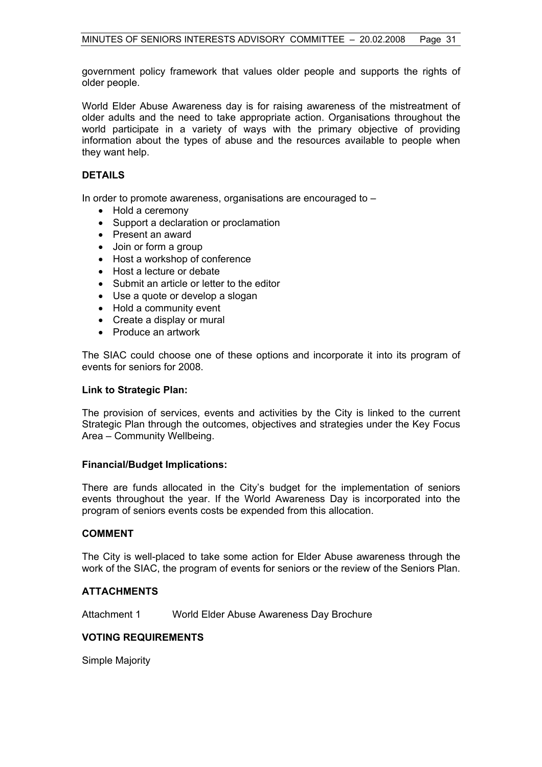government policy framework that values older people and supports the rights of older people.

World Elder Abuse Awareness day is for raising awareness of the mistreatment of older adults and the need to take appropriate action. Organisations throughout the world participate in a variety of ways with the primary objective of providing information about the types of abuse and the resources available to people when they want help.

## DETAILS

In order to promote awareness, organisations are encouraged to –

- Hold a ceremony
- Support a declaration or proclamation
- Present an award
- Join or form a group
- Host a workshop of conference
- Host a lecture or debate
- Submit an article or letter to the editor
- Use a quote or develop a slogan
- Hold a community event
- Create a display or mural
- Produce an artwork

The SIAC could choose one of these options and incorporate it into its program of events for seniors for 2008.

### Link to Strategic Plan:

The provision of services, events and activities by the City is linked to the current Strategic Plan through the outcomes, objectives and strategies under the Key Focus Area – Community Wellbeing.

### Financial/Budget Implications:

There are funds allocated in the City's budget for the implementation of seniors events throughout the year. If the World Awareness Day is incorporated into the program of seniors events costs be expended from this allocation.

## COMMENT

The City is well-placed to take some action for Elder Abuse awareness through the work of the SIAC, the program of events for seniors or the review of the Seniors Plan.

## ATTACHMENTS

Attachment 1 World Elder Abuse Awareness Day Brochure

## VOTING REQUIREMENTS

Simple Majority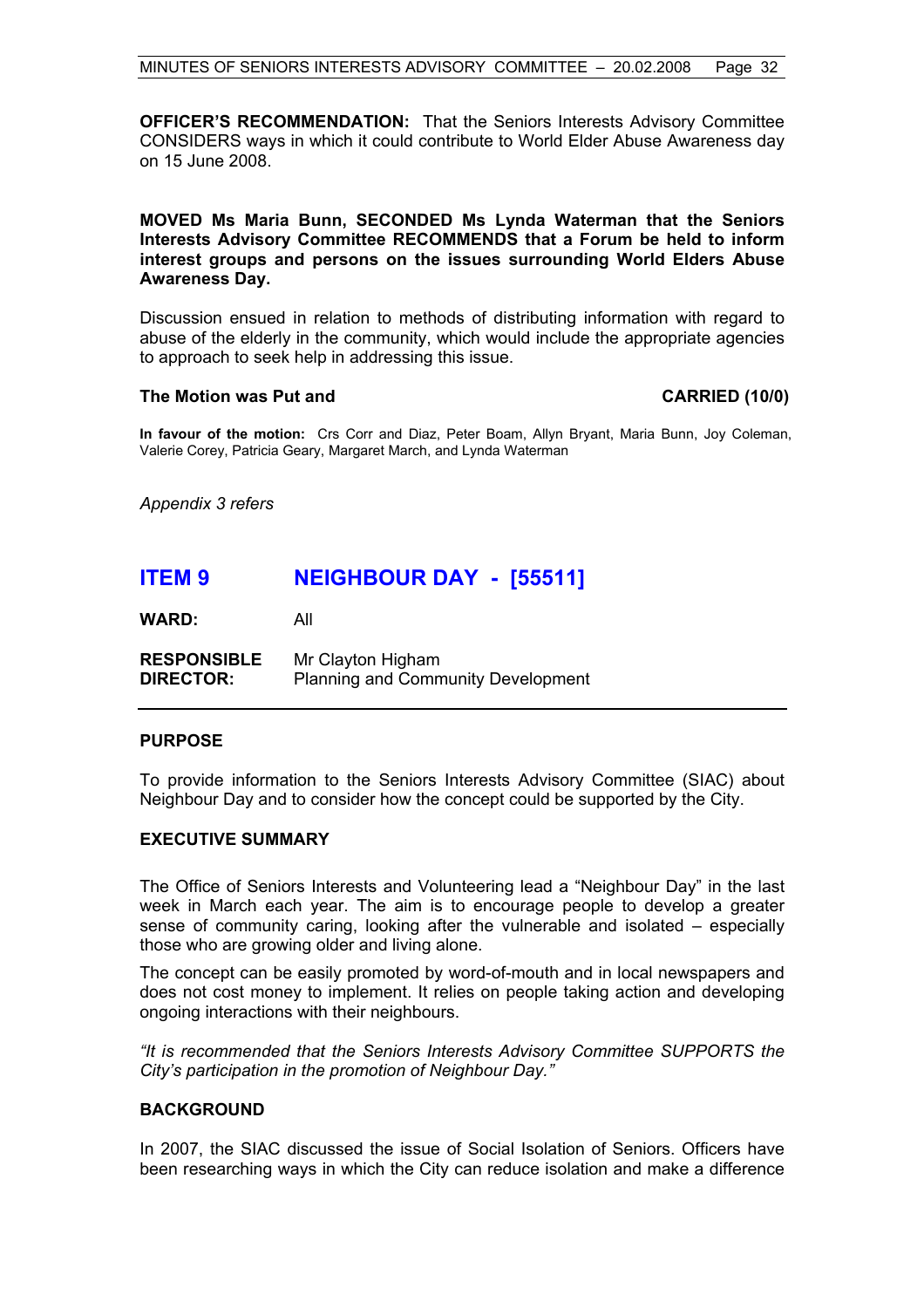**OFFICER'S RECOMMENDATION:** That the Seniors Interests Advisory Committee CONSIDERS ways in which it could contribute to World Elder Abuse Awareness day on 15 June 2008.

**MOVED Ms Maria Bunn, SECONDED Ms Lynda Waterman that the Seniors Interests Advisory Committee RECOMMENDS that a Forum be held to inform interest groups and persons on the issues surrounding World Elders Abuse Awareness Day.**

Discussion ensued in relation to methods of distributing information with regard to abuse of the elderly in the community, which would include the appropriate agencies to approach to seek help in addressing this issue.

**The Motion was Put and CARRIED (10/0)**

**In favour of the motion:** Crs Corr and Diaz, Peter Boam, Allyn Bryant, Maria Bunn, Joy Coleman, Valerie Corey, Patricia Geary, Margaret March, and Lynda Waterman

*Appendix 3 refers*

# ITEM 9 NEIGHBOUR DAY - [55511]

**WARD:** All

**RESPONSIBLE DIRECTOR:** Mr Clayton Higham, Planning and Community Development

## PURPOSE

To provide information to the Seniors Interests Advisory Committee (SIAC) about Neighbour Day and to consider how the concept could be supported by the City.

## EXECUTIVE SUMMARY

The Office of Seniors Interests and Volunteering lead a "Neighbour Day" in the last week in March each year. The aim is to encourage people to develop a greater sense of community caring, looking after the vulnerable and isolated – especially those who are growing older and living alone.

The concept can be easily promoted by word-of-mouth and in local newspapers and does not cost money to implement. It relies on people taking action and developing ongoing interactions with their neighbours.

*"It is recommended that the Seniors Interests Advisory Committee SUPPORTS the City's participation in the promotion of Neighbour Day."*

## BACKGROUND

In 2007, the SIAC discussed the issue of Social Isolation of Seniors. Officers have been researching ways in which the City can reduce isolation and make a difference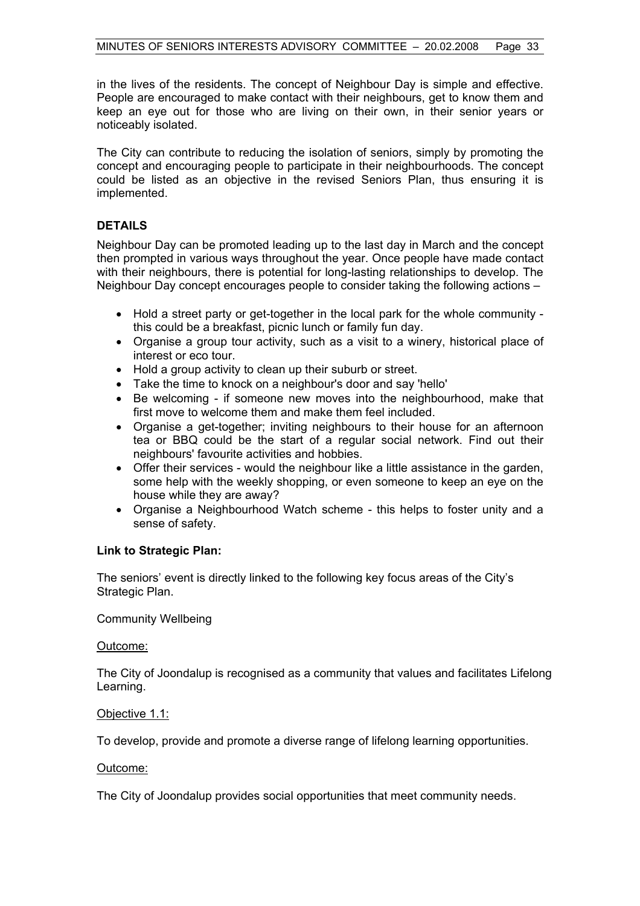in the lives of the residents. The concept of Neighbour Day is simple and effective. People are encouraged to make contact with their neighbours, get to know them and keep an eye out for those who are living on their own, in their senior years or noticeably isolated.

The City can contribute to reducing the isolation of seniors, simply by promoting the concept and encouraging people to participate in their neighbourhoods. The concept could be listed as an objective in the revised Seniors Plan, thus ensuring it is implemented.

## DETAILS

Neighbour Day can be promoted leading up to the last day in March and the concept then prompted in various ways throughout the year. Once people have made contact with their neighbours, there is potential for long-lasting relationships to develop. The Neighbour Day concept encourages people to consider taking the following actions –

- Hold a street party or get-together in the local park for the whole community - this could be a breakfast, picnic lunch or family fun day.
- Organise a group tour activity, such as a visit to a winery, historical place of interest or eco tour.
- Hold a group activity to clean up their suburb or street.
- Take the time to knock on a neighbour's door and say 'hello'
- Be welcoming - if someone new moves into the neighbourhood, make that first move to welcome them and make them feel included.
- Organise a get-together; inviting neighbours to their house for an afternoon tea or BBQ could be the start of a regular social network. Find out their neighbours' favourite activities and hobbies.
- Offer their services - would the neighbour like a little assistance in the garden, some help with the weekly shopping, or even someone to keep an eye on the house while they are away?
- Organise a Neighbourhood Watch scheme - this helps to foster unity and a sense of safety.

**Link to Strategic Plan:**

The seniors' event is directly linked to the following key focus areas of the City's Strategic Plan.

Community Wellbeing

Outcome:

The City of Joondalup is recognised as a community that values and facilitates Lifelong Learning.

Objective 1.1:

To develop, provide and promote a diverse range of lifelong learning opportunities.

Outcome:

The City of Joondalup provides social opportunities that meet community needs.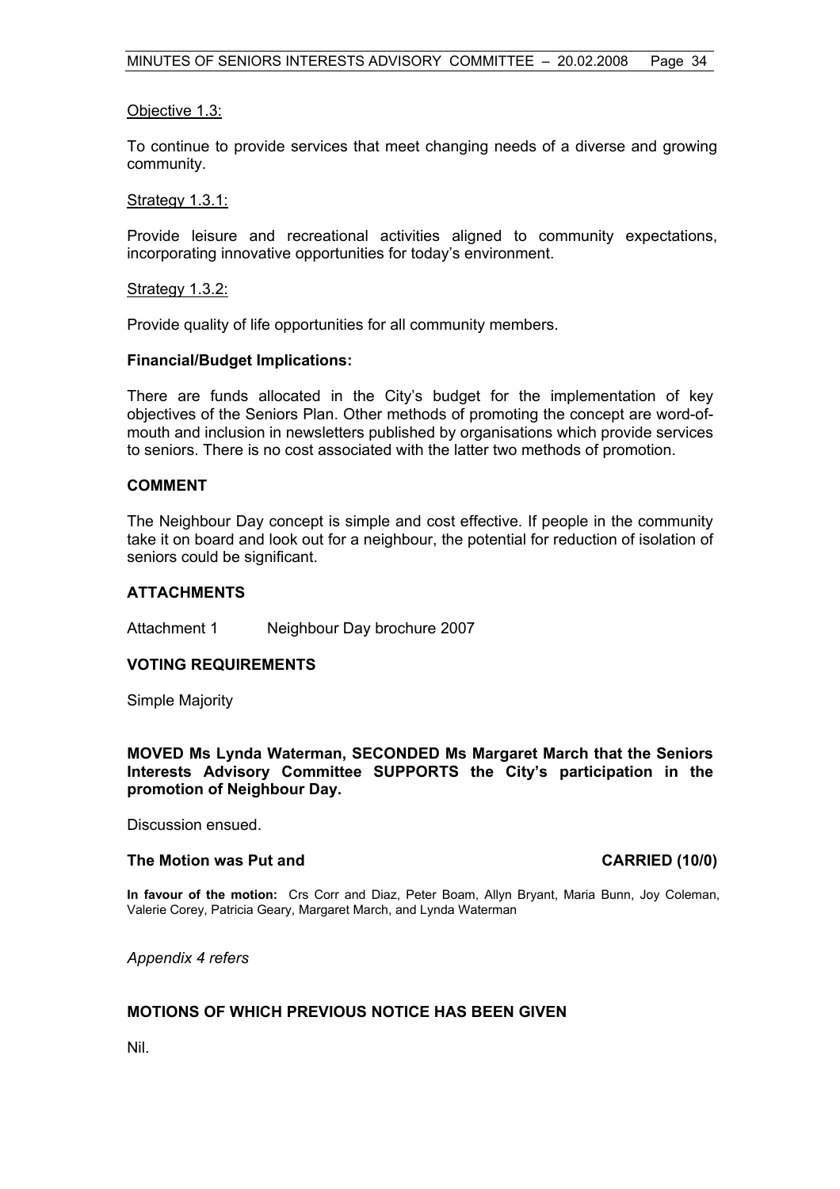Objective 1.3:

To continue to provide services that meet changing needs of a diverse and growing community.

Strategy 1.3.1:

Provide leisure and recreational activities aligned to community expectations, incorporating innovative opportunities for today's environment.

Strategy 1.3.2:

Provide quality of life opportunities for all community members.

**Financial/Budget Implications:**

There are funds allocated in the City's budget for the implementation of key objectives of the Seniors Plan. Other methods of promoting the concept are word-of-mouth and inclusion in newsletters published by organisations which provide services to seniors. There is no cost associated with the latter two methods of promotion.

## COMMENT

The Neighbour Day concept is simple and cost effective. If people in the community take it on board and look out for a neighbour, the potential for reduction of isolation of seniors could be significant.

## ATTACHMENTS

Attachment 1 Neighbour Day brochure 2007

## VOTING REQUIREMENTS

Simple Majority

**MOVED Ms Lynda Waterman, SECONDED Ms Margaret March that the Seniors Interests Advisory Committee SUPPORTS the City's participation in the promotion of Neighbour Day.**

Discussion ensued.

**The Motion was Put and CARRIED (10/0)**

**In favour of the motion:** Crs Corr and Diaz, Peter Boam, Allyn Bryant, Maria Bunn, Joy Coleman, Valerie Corey, Patricia Geary, Margaret March, and Lynda Waterman

*Appendix 4 refers*

## MOTIONS OF WHICH PREVIOUS NOTICE HAS BEEN GIVEN

Nil.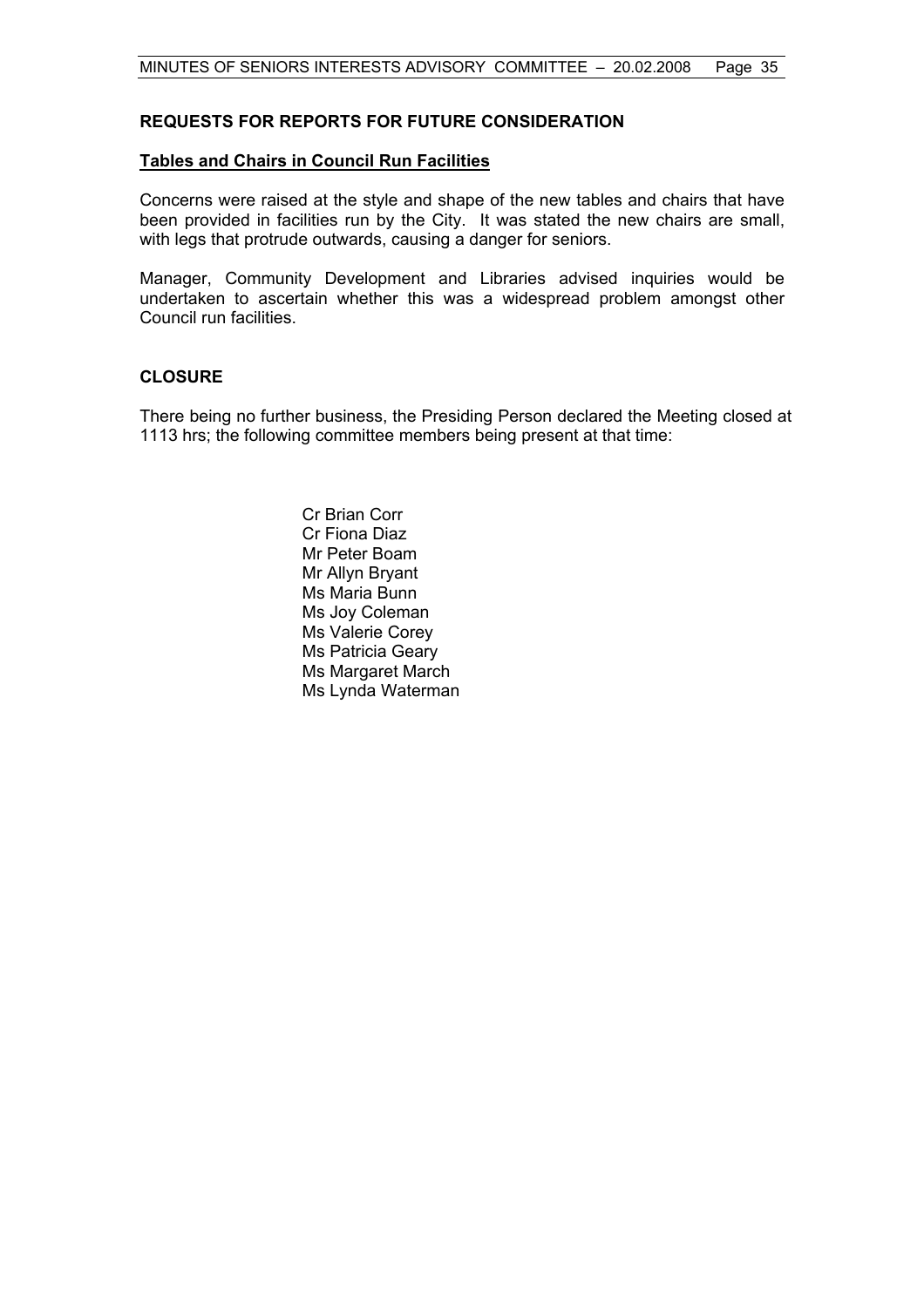## REQUESTS FOR REPORTS FOR FUTURE CONSIDERATION

**Tables and Chairs in Council Run Facilities**

Concerns were raised at the style and shape of the new tables and chairs that have been provided in facilities run by the City. It was stated the new chairs are small, with legs that protrude outwards, causing a danger for seniors.

Manager, Community Development and Libraries advised inquiries would be undertaken to ascertain whether this was a widespread problem amongst other Council run facilities.

## CLOSURE

There being no further business, the Presiding Person declared the Meeting closed at 1113 hrs; the following committee members being present at that time:

Cr Brian Corr
Cr Fiona Diaz
Mr Peter Boam
Mr Allyn Bryant
Ms Maria Bunn
Ms Joy Coleman
Ms Valerie Corey
Ms Patricia Geary
Ms Margaret March
Ms Lynda Waterman